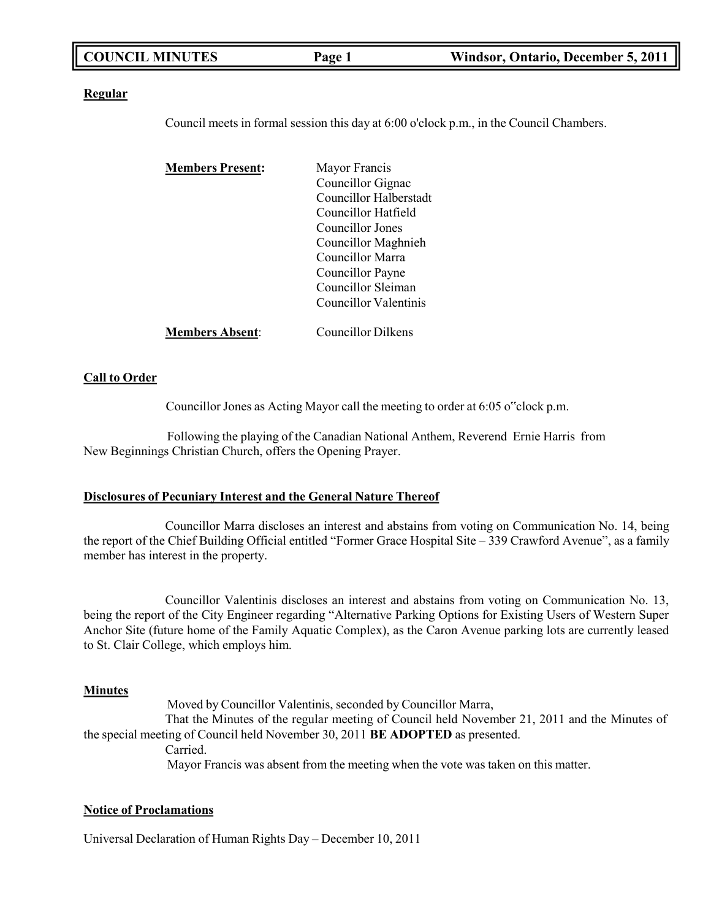**Regular**

Council meets in formal session this day at 6:00 o'clock p.m., in the Council Chambers.

**Members Present:**

Mayor Francis
Councillor Gignac
Councillor Halberstadt
Councillor Hatfield
Councillor Jones
Councillor Maghnieh
Councillor Marra
Councillor Payne
Councillor Sleiman
Councillor Valentinis

**Members Absent**: Councillor Dilkens

**Call to Order**

Councillor Jones as Acting Mayor call the meeting to order at 6:05 o‟clock p.m.

Following the playing of the Canadian National Anthem, Reverend Ernie Harris from New Beginnings Christian Church, offers the Opening Prayer.

**Disclosures of Pecuniary Interest and the General Nature Thereof**

Councillor Marra discloses an interest and abstains from voting on Communication No. 14, being the report of the Chief Building Official entitled "Former Grace Hospital Site – 339 Crawford Avenue", as a family member has interest in the property.

Councillor Valentinis discloses an interest and abstains from voting on Communication No. 13, being the report of the City Engineer regarding "Alternative Parking Options for Existing Users of Western Super Anchor Site (future home of the Family Aquatic Complex), as the Caron Avenue parking lots are currently leased to St. Clair College, which employs him.

**Minutes**

Moved by Councillor Valentinis, seconded by Councillor Marra,

That the Minutes of the regular meeting of Council held November 21, 2011 and the Minutes of the special meeting of Council held November 30, 2011 **BE ADOPTED** as presented.

Carried.

Mayor Francis was absent from the meeting when the vote was taken on this matter.

**Notice of Proclamations**

Universal Declaration of Human Rights Day – December 10, 2011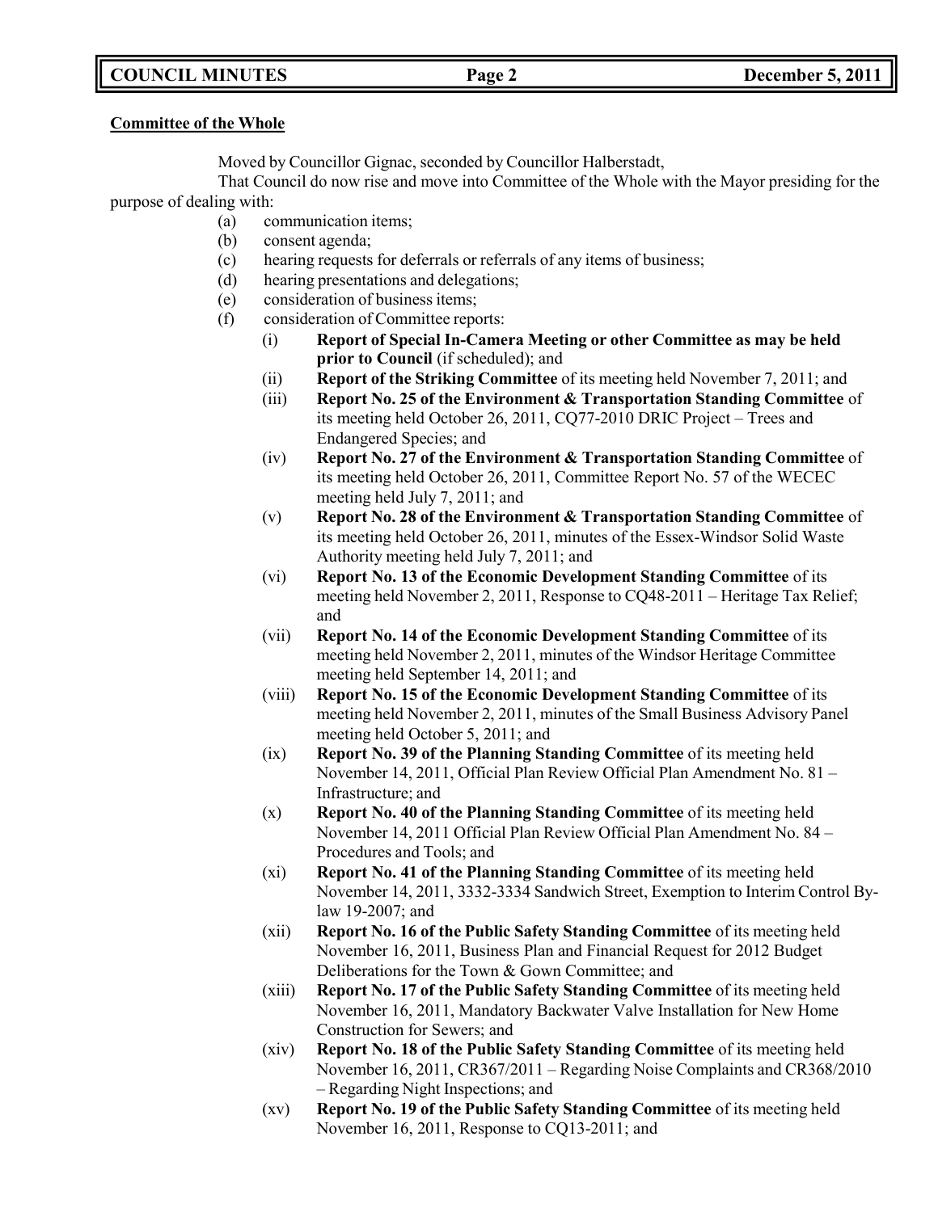**Committee of the Whole**

Moved by Councillor Gignac, seconded by Councillor Halberstadt,

That Council do now rise and move into Committee of the Whole with the Mayor presiding for the purpose of dealing with:

- (a) communication items;
- (b) consent agenda;
- (c) hearing requests for deferrals or referrals of any items of business;
- (d) hearing presentations and delegations;
- (e) consideration of business items;
- (f) consideration of Committee reports:
  - (i) **Report of Special In-Camera Meeting or other Committee as may be held prior to Council** (if scheduled); and
  - (ii) **Report of the Striking Committee** of its meeting held November 7, 2011; and
  - (iii) **Report No. 25 of the Environment & Transportation Standing Committee** of its meeting held October 26, 2011, CQ77-2010 DRIC Project – Trees and Endangered Species; and
  - (iv) **Report No. 27 of the Environment & Transportation Standing Committee** of its meeting held October 26, 2011, Committee Report No. 57 of the WECEC meeting held July 7, 2011; and
  - (v) **Report No. 28 of the Environment & Transportation Standing Committee** of its meeting held October 26, 2011, minutes of the Essex-Windsor Solid Waste Authority meeting held July 7, 2011; and
  - (vi) **Report No. 13 of the Economic Development Standing Committee** of its meeting held November 2, 2011, Response to CQ48-2011 – Heritage Tax Relief; and
  - (vii) **Report No. 14 of the Economic Development Standing Committee** of its meeting held November 2, 2011, minutes of the Windsor Heritage Committee meeting held September 14, 2011; and
  - (viii) **Report No. 15 of the Economic Development Standing Committee** of its meeting held November 2, 2011, minutes of the Small Business Advisory Panel meeting held October 5, 2011; and
  - (ix) **Report No. 39 of the Planning Standing Committee** of its meeting held November 14, 2011, Official Plan Review Official Plan Amendment No. 81 – Infrastructure; and
  - (x) **Report No. 40 of the Planning Standing Committee** of its meeting held November 14, 2011 Official Plan Review Official Plan Amendment No. 84 – Procedures and Tools; and
  - (xi) **Report No. 41 of the Planning Standing Committee** of its meeting held November 14, 2011, 3332-3334 Sandwich Street, Exemption to Interim Control By-law 19-2007; and
  - (xii) **Report No. 16 of the Public Safety Standing Committee** of its meeting held November 16, 2011, Business Plan and Financial Request for 2012 Budget Deliberations for the Town & Gown Committee; and
  - (xiii) **Report No. 17 of the Public Safety Standing Committee** of its meeting held November 16, 2011, Mandatory Backwater Valve Installation for New Home Construction for Sewers; and
  - (xiv) **Report No. 18 of the Public Safety Standing Committee** of its meeting held November 16, 2011, CR367/2011 – Regarding Noise Complaints and CR368/2010 – Regarding Night Inspections; and
  - (xv) **Report No. 19 of the Public Safety Standing Committee** of its meeting held November 16, 2011, Response to CQ13-2011; and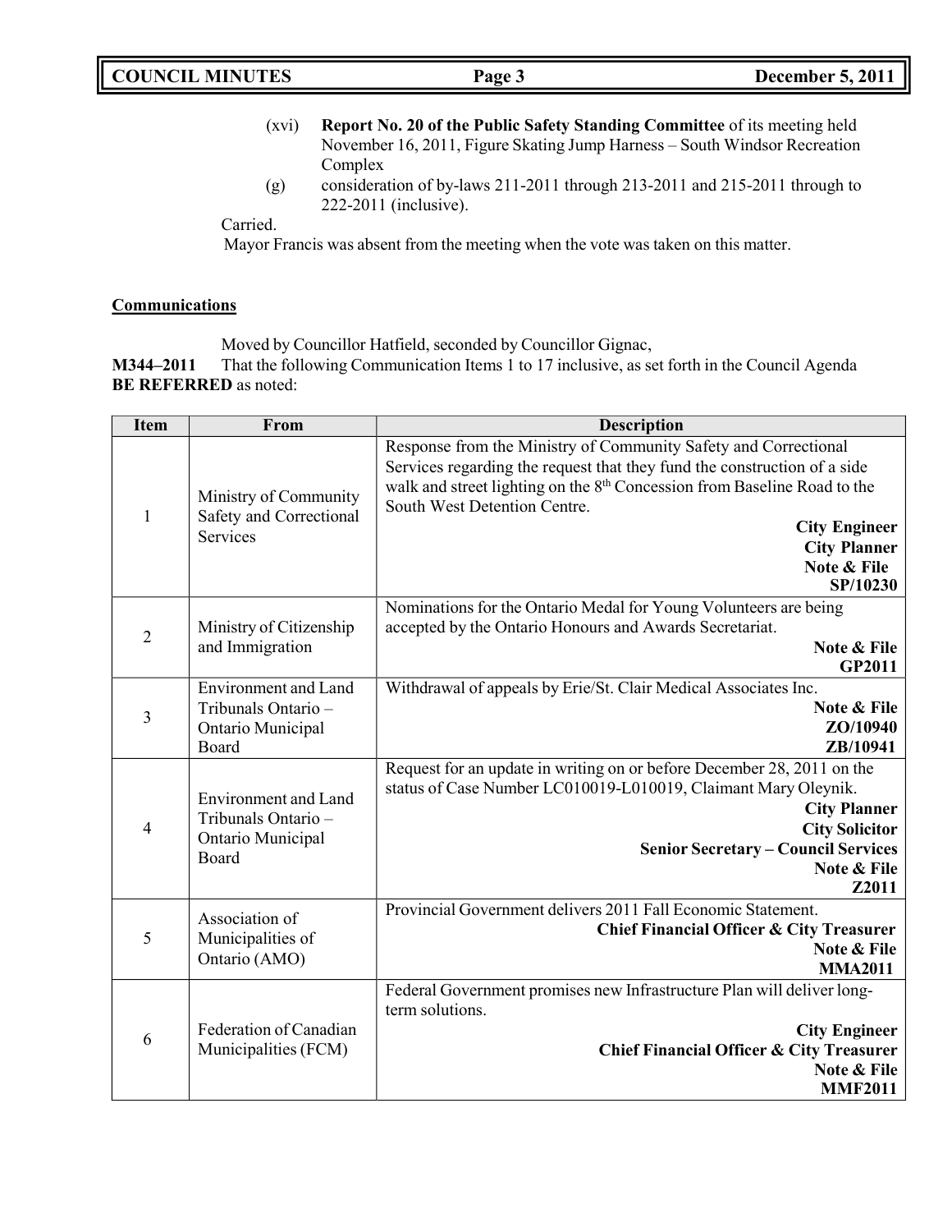(xvi) **Report No. 20 of the Public Safety Standing Committee** of its meeting held November 16, 2011, Figure Skating Jump Harness – South Windsor Recreation Complex

(g) consideration of by-laws 211-2011 through 213-2011 and 215-2011 through to 222-2011 (inclusive).

Carried.

Mayor Francis was absent from the meeting when the vote was taken on this matter.

**Communications**

Moved by Councillor Hatfield, seconded by Councillor Gignac,

**M344–2011** That the following Communication Items 1 to 17 inclusive, as set forth in the Council Agenda **BE REFERRED** as noted:

| Item | From | Description |
|---|---|---|
| 1 | Ministry of Community Safety and Correctional Services | Response from the Ministry of Community Safety and Correctional Services regarding the request that they fund the construction of a side walk and street lighting on the 8th Concession from Baseline Road to the South West Detention Centre. **City Engineer** **City Planner** **Note & File** **SP/10230** |
| 2 | Ministry of Citizenship and Immigration | Nominations for the Ontario Medal for Young Volunteers are being accepted by the Ontario Honours and Awards Secretariat. **Note & File** **GP2011** |
| 3 | Environment and Land Tribunals Ontario – Ontario Municipal Board | Withdrawal of appeals by Erie/St. Clair Medical Associates Inc. **Note & File** **ZO/10940** **ZB/10941** |
| 4 | Environment and Land Tribunals Ontario – Ontario Municipal Board | Request for an update in writing on or before December 28, 2011 on the status of Case Number LC010019-L010019, Claimant Mary Oleynik. **City Planner** **City Solicitor** **Senior Secretary – Council Services** **Note & File** **Z2011** |
| 5 | Association of Municipalities of Ontario (AMO) | Provincial Government delivers 2011 Fall Economic Statement. **Chief Financial Officer & City Treasurer** **Note & File** **MMA2011** |
| 6 | Federation of Canadian Municipalities (FCM) | Federal Government promises new Infrastructure Plan will deliver long-term solutions. **City Engineer** **Chief Financial Officer & City Treasurer** **Note & File** **MMF2011** |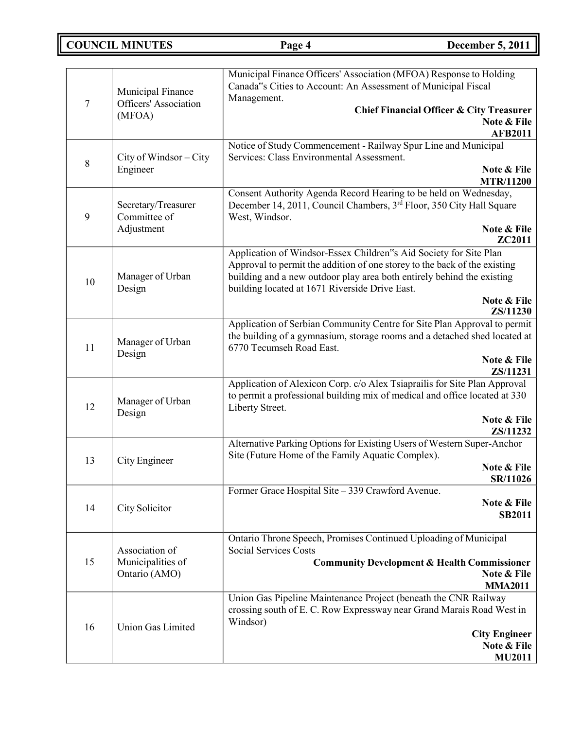| | | |
|---|---|---|
| 7 | Municipal Finance Officers' Association (MFOA) | Municipal Finance Officers' Association (MFOA) Response to Holding Canada"s Cities to Account: An Assessment of Municipal Fiscal Management. **Chief Financial Officer & City Treasurer** **Note & File** **AFB2011** |
| 8 | City of Windsor – City Engineer | Notice of Study Commencement - Railway Spur Line and Municipal Services: Class Environmental Assessment. **Note & File** **MTR/11200** |
| 9 | Secretary/Treasurer Committee of Adjustment | Consent Authority Agenda Record Hearing to be held on Wednesday, December 14, 2011, Council Chambers, 3rd Floor, 350 City Hall Square West, Windsor. **Note & File** **ZC2011** |
| 10 | Manager of Urban Design | Application of Windsor-Essex Children"s Aid Society for Site Plan Approval to permit the addition of one storey to the back of the existing building and a new outdoor play area both entirely behind the existing building located at 1671 Riverside Drive East. **Note & File** **ZS/11230** |
| 11 | Manager of Urban Design | Application of Serbian Community Centre for Site Plan Approval to permit the building of a gymnasium, storage rooms and a detached shed located at 6770 Tecumseh Road East. **Note & File** **ZS/11231** |
| 12 | Manager of Urban Design | Application of Alexicon Corp. c/o Alex Tsiaprailis for Site Plan Approval to permit a professional building mix of medical and office located at 330 Liberty Street. **Note & File** **ZS/11232** |
| 13 | City Engineer | Alternative Parking Options for Existing Users of Western Super-Anchor Site (Future Home of the Family Aquatic Complex). **Note & File** **SR/11026** |
| 14 | City Solicitor | Former Grace Hospital Site – 339 Crawford Avenue. **Note & File** **SB2011** |
| 15 | Association of Municipalities of Ontario (AMO) | Ontario Throne Speech, Promises Continued Uploading of Municipal Social Services Costs **Community Development & Health Commissioner** **Note & File** **MMA2011** |
| 16 | Union Gas Limited | Union Gas Pipeline Maintenance Project (beneath the CNR Railway crossing south of E. C. Row Expressway near Grand Marais Road West in Windsor) **City Engineer** **Note & File** **MU2011** |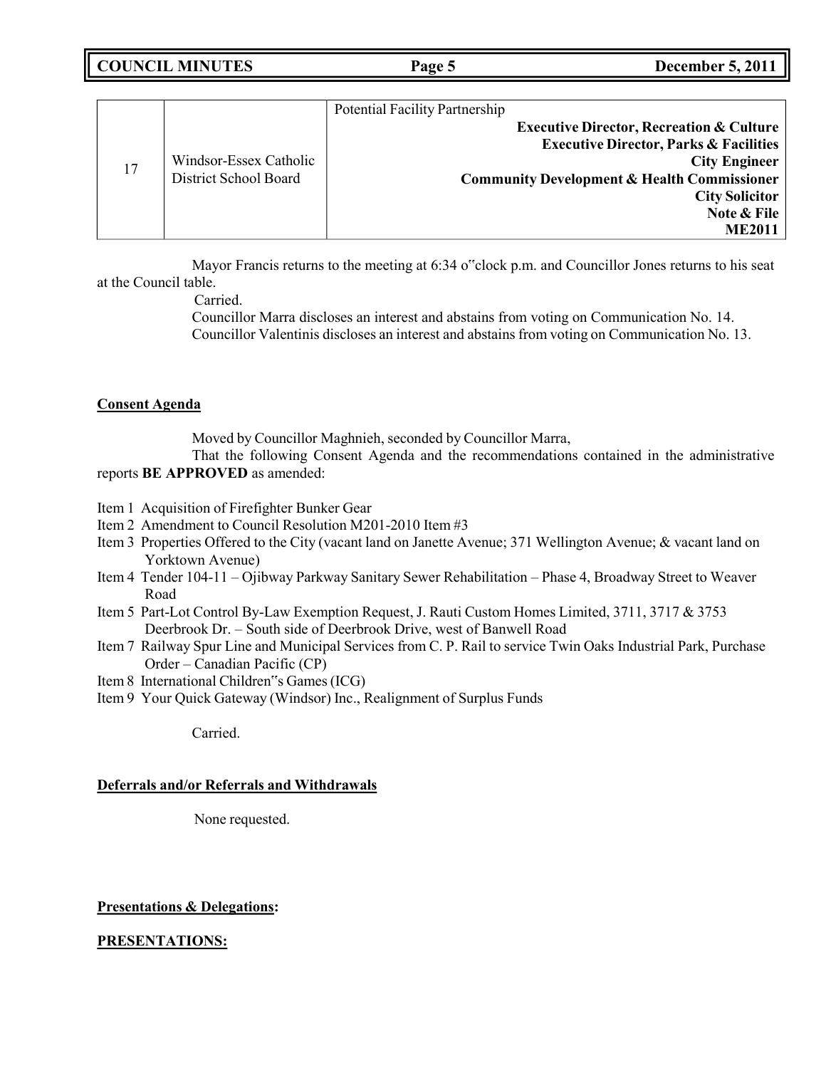| 17 | Windsor-Essex Catholic District School Board | Potential Facility Partnership<br>**Executive Director, Recreation & Culture**<br>**Executive Director, Parks & Facilities**<br>**City Engineer**<br>**Community Development & Health Commissioner**<br>**City Solicitor**<br>**Note & File**<br>**ME2011** |
|---|---|---|

Mayor Francis returns to the meeting at 6:34 o"clock p.m. and Councillor Jones returns to his seat at the Council table.

Carried.

Councillor Marra discloses an interest and abstains from voting on Communication No. 14.

Councillor Valentinis discloses an interest and abstains from voting on Communication No. 13.

**Consent Agenda**

Moved by Councillor Maghnieh, seconded by Councillor Marra,

That the following Consent Agenda and the recommendations contained in the administrative reports **BE APPROVED** as amended:

Item 1 Acquisition of Firefighter Bunker Gear
Item 2 Amendment to Council Resolution M201-2010 Item #3
Item 3 Properties Offered to the City (vacant land on Janette Avenue; 371 Wellington Avenue; & vacant land on Yorktown Avenue)
Item 4 Tender 104-11 – Ojibway Parkway Sanitary Sewer Rehabilitation – Phase 4, Broadway Street to Weaver Road
Item 5 Part-Lot Control By-Law Exemption Request, J. Rauti Custom Homes Limited, 3711, 3717 & 3753 Deerbrook Dr. – South side of Deerbrook Drive, west of Banwell Road
Item 7 Railway Spur Line and Municipal Services from C. P. Rail to service Twin Oaks Industrial Park, Purchase Order – Canadian Pacific (CP)
Item 8 International Children"s Games (ICG)
Item 9 Your Quick Gateway (Windsor) Inc., Realignment of Surplus Funds

Carried.

**Deferrals and/or Referrals and Withdrawals**

None requested.

**Presentations & Delegations:**

**PRESENTATIONS:**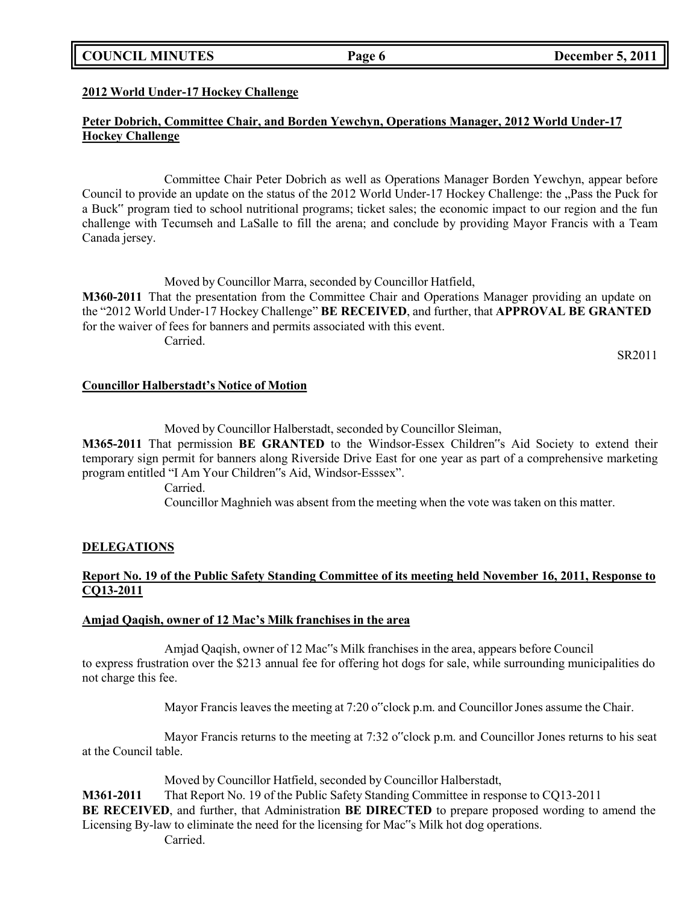**2012 World Under-17 Hockey Challenge**

**Peter Dobrich, Committee Chair, and Borden Yewchyn, Operations Manager, 2012 World Under-17 Hockey Challenge**

Committee Chair Peter Dobrich as well as Operations Manager Borden Yewchyn, appear before Council to provide an update on the status of the 2012 World Under-17 Hockey Challenge: the „Pass the Puck for a Buck" program tied to school nutritional programs; ticket sales; the economic impact to our region and the fun challenge with Tecumseh and LaSalle to fill the arena; and conclude by providing Mayor Francis with a Team Canada jersey.

Moved by Councillor Marra, seconded by Councillor Hatfield,

**M360-2011** That the presentation from the Committee Chair and Operations Manager providing an update on the "2012 World Under-17 Hockey Challenge" **BE RECEIVED**, and further, that **APPROVAL BE GRANTED** for the waiver of fees for banners and permits associated with this event.

Carried.

SR2011

**Councillor Halberstadt's Notice of Motion**

Moved by Councillor Halberstadt, seconded by Councillor Sleiman,

**M365-2011** That permission **BE GRANTED** to the Windsor-Essex Children"s Aid Society to extend their temporary sign permit for banners along Riverside Drive East for one year as part of a comprehensive marketing program entitled "I Am Your Children"s Aid, Windsor-Esssex".

Carried.

Councillor Maghnieh was absent from the meeting when the vote was taken on this matter.

**DELEGATIONS**

**Report No. 19 of the Public Safety Standing Committee of its meeting held November 16, 2011, Response to CQ13-2011**

**Amjad Qaqish, owner of 12 Mac's Milk franchises in the area**

Amjad Qaqish, owner of 12 Mac"s Milk franchises in the area, appears before Council to express frustration over the $213 annual fee for offering hot dogs for sale, while surrounding municipalities do not charge this fee.

Mayor Francis leaves the meeting at 7:20 o"clock p.m. and Councillor Jones assume the Chair.

Mayor Francis returns to the meeting at 7:32 o"clock p.m. and Councillor Jones returns to his seat at the Council table.

Moved by Councillor Hatfield, seconded by Councillor Halberstadt,

**M361-2011** That Report No. 19 of the Public Safety Standing Committee in response to CQ13-2011 **BE RECEIVED**, and further, that Administration **BE DIRECTED** to prepare proposed wording to amend the Licensing By-law to eliminate the need for the licensing for Mac"s Milk hot dog operations.

Carried.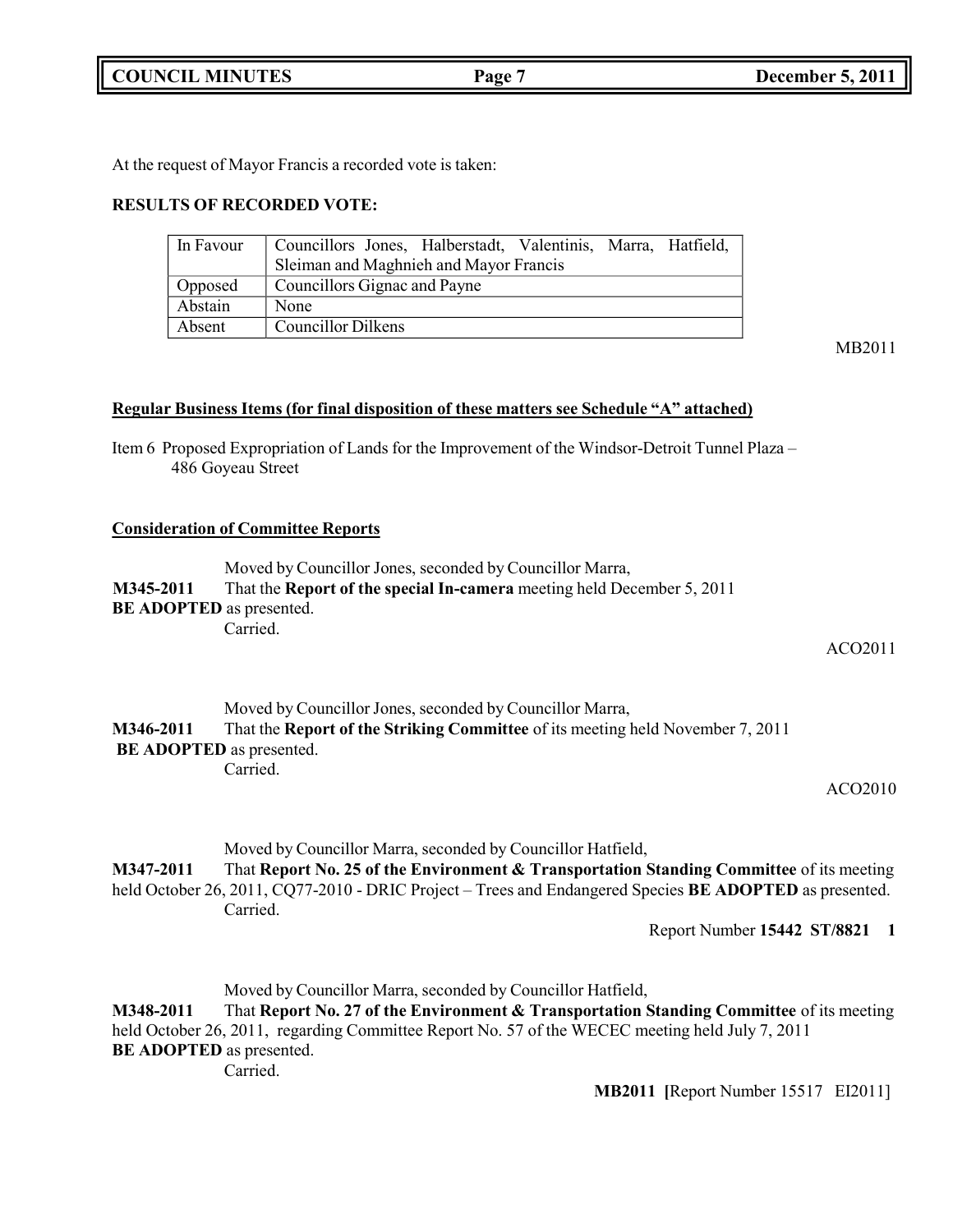At the request of Mayor Francis a recorded vote is taken:

**RESULTS OF RECORDED VOTE:**

| In Favour | Councillors Jones, Halberstadt, Valentinis, Marra, Hatfield, Sleiman and Maghnieh and Mayor Francis |
|---|---|
| Opposed | Councillors Gignac and Payne |
| Abstain | None |
| Absent | Councillor Dilkens |

MB2011

**Regular Business Items (for final disposition of these matters see Schedule "A" attached)**

Item 6 Proposed Expropriation of Lands for the Improvement of the Windsor-Detroit Tunnel Plaza – 486 Goyeau Street

**Consideration of Committee Reports**

Moved by Councillor Jones, seconded by Councillor Marra,

**M345-2011** That the **Report of the special In-camera** meeting held December 5, 2011 **BE ADOPTED** as presented.

Carried.

ACO2011

Moved by Councillor Jones, seconded by Councillor Marra,

**M346-2011** That the **Report of the Striking Committee** of its meeting held November 7, 2011 **BE ADOPTED** as presented.

Carried.

ACO2010

Moved by Councillor Marra, seconded by Councillor Hatfield,

**M347-2011** That **Report No. 25 of the Environment & Transportation Standing Committee** of its meeting held October 26, 2011, CQ77-2010 - DRIC Project – Trees and Endangered Species **BE ADOPTED** as presented.

Carried.

Report Number **15442 ST/8821 1**

Moved by Councillor Marra, seconded by Councillor Hatfield,

**M348-2011** That **Report No. 27 of the Environment & Transportation Standing Committee** of its meeting held October 26, 2011, regarding Committee Report No. 57 of the WECEC meeting held July 7, 2011 **BE ADOPTED** as presented.

Carried.

**MB2011 [**Report Number 15517 EI2011]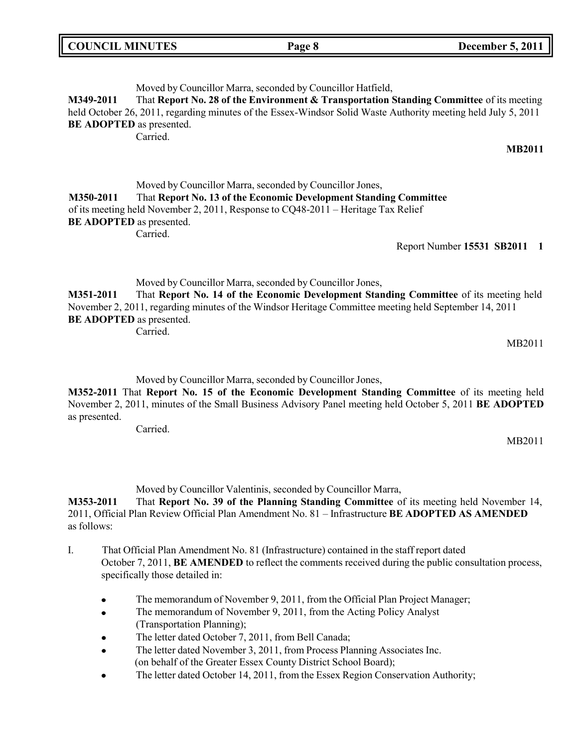Moved by Councillor Marra, seconded by Councillor Hatfield,

**M349-2011** That **Report No. 28 of the Environment & Transportation Standing Committee** of its meeting held October 26, 2011, regarding minutes of the Essex-Windsor Solid Waste Authority meeting held July 5, 2011 **BE ADOPTED** as presented.

Carried.

**MB2011**

Moved by Councillor Marra, seconded by Councillor Jones,

**M350-2011** That **Report No. 13 of the Economic Development Standing Committee** of its meeting held November 2, 2011, Response to CQ48-2011 – Heritage Tax Relief **BE ADOPTED** as presented.

Carried.

Report Number **15531 SB2011 1**

Moved by Councillor Marra, seconded by Councillor Jones,

**M351-2011** That **Report No. 14 of the Economic Development Standing Committee** of its meeting held November 2, 2011, regarding minutes of the Windsor Heritage Committee meeting held September 14, 2011 **BE ADOPTED** as presented.

Carried.

MB2011

Moved by Councillor Marra, seconded by Councillor Jones,

**M352-2011** That **Report No. 15 of the Economic Development Standing Committee** of its meeting held November 2, 2011, minutes of the Small Business Advisory Panel meeting held October 5, 2011 **BE ADOPTED** as presented.

Carried.

MB2011

Moved by Councillor Valentinis, seconded by Councillor Marra,

**M353-2011** That **Report No. 39 of the Planning Standing Committee** of its meeting held November 14, 2011, Official Plan Review Official Plan Amendment No. 81 – Infrastructure **BE ADOPTED AS AMENDED** as follows:

I. That Official Plan Amendment No. 81 (Infrastructure) contained in the staff report dated October 7, 2011, **BE AMENDED** to reflect the comments received during the public consultation process, specifically those detailed in:

- The memorandum of November 9, 2011, from the Official Plan Project Manager;
- The memorandum of November 9, 2011, from the Acting Policy Analyst (Transportation Planning);
- The letter dated October 7, 2011, from Bell Canada;
- The letter dated November 3, 2011, from Process Planning Associates Inc. (on behalf of the Greater Essex County District School Board);
- The letter dated October 14, 2011, from the Essex Region Conservation Authority;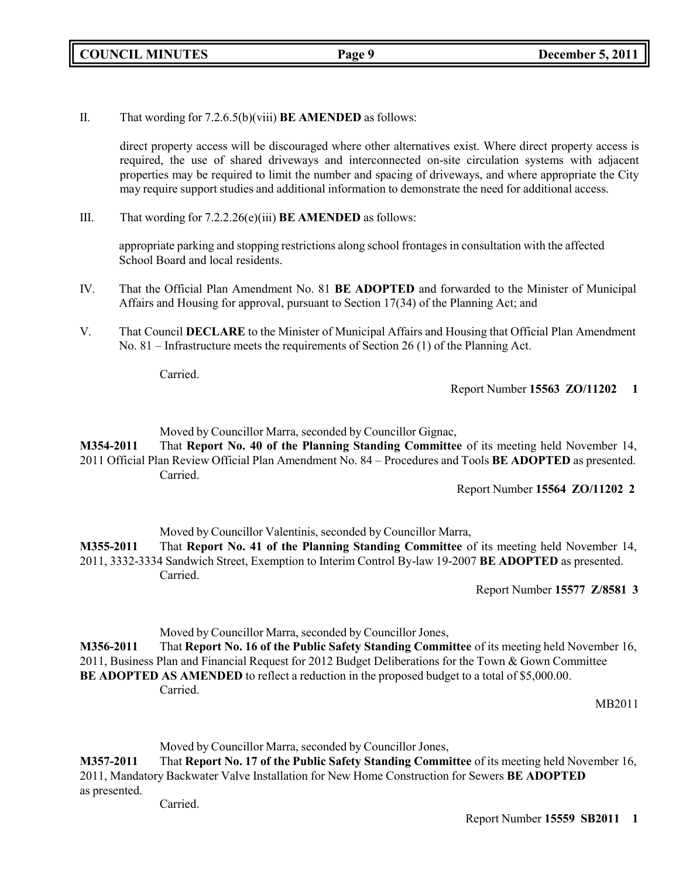II. That wording for 7.2.6.5(b)(viii) **BE AMENDED** as follows:

direct property access will be discouraged where other alternatives exist. Where direct property access is required, the use of shared driveways and interconnected on-site circulation systems with adjacent properties may be required to limit the number and spacing of driveways, and where appropriate the City may require support studies and additional information to demonstrate the need for additional access.

III. That wording for 7.2.2.26(e)(iii) **BE AMENDED** as follows:

appropriate parking and stopping restrictions along school frontages in consultation with the affected School Board and local residents.

IV. That the Official Plan Amendment No. 81 **BE ADOPTED** and forwarded to the Minister of Municipal Affairs and Housing for approval, pursuant to Section 17(34) of the Planning Act; and

V. That Council **DECLARE** to the Minister of Municipal Affairs and Housing that Official Plan Amendment No. 81 – Infrastructure meets the requirements of Section 26 (1) of the Planning Act.

Carried.

Report Number **15563 ZO/11202 1**

Moved by Councillor Marra, seconded by Councillor Gignac,

**M354-2011** That **Report No. 40 of the Planning Standing Committee** of its meeting held November 14, 2011 Official Plan Review Official Plan Amendment No. 84 – Procedures and Tools **BE ADOPTED** as presented.

Carried.

Report Number **15564 ZO/11202 2**

Moved by Councillor Valentinis, seconded by Councillor Marra,

**M355-2011** That **Report No. 41 of the Planning Standing Committee** of its meeting held November 14, 2011, 3332-3334 Sandwich Street, Exemption to Interim Control By-law 19-2007 **BE ADOPTED** as presented.

Carried.

Report Number **15577 Z/8581 3**

Moved by Councillor Marra, seconded by Councillor Jones,

**M356-2011** That **Report No. 16 of the Public Safety Standing Committee** of its meeting held November 16, 2011, Business Plan and Financial Request for 2012 Budget Deliberations for the Town & Gown Committee **BE ADOPTED AS AMENDED** to reflect a reduction in the proposed budget to a total of $5,000.00.

Carried.

MB2011

Moved by Councillor Marra, seconded by Councillor Jones,

**M357-2011** That **Report No. 17 of the Public Safety Standing Committee** of its meeting held November 16, 2011, Mandatory Backwater Valve Installation for New Home Construction for Sewers **BE ADOPTED** as presented.

Carried.

Report Number **15559 SB2011 1**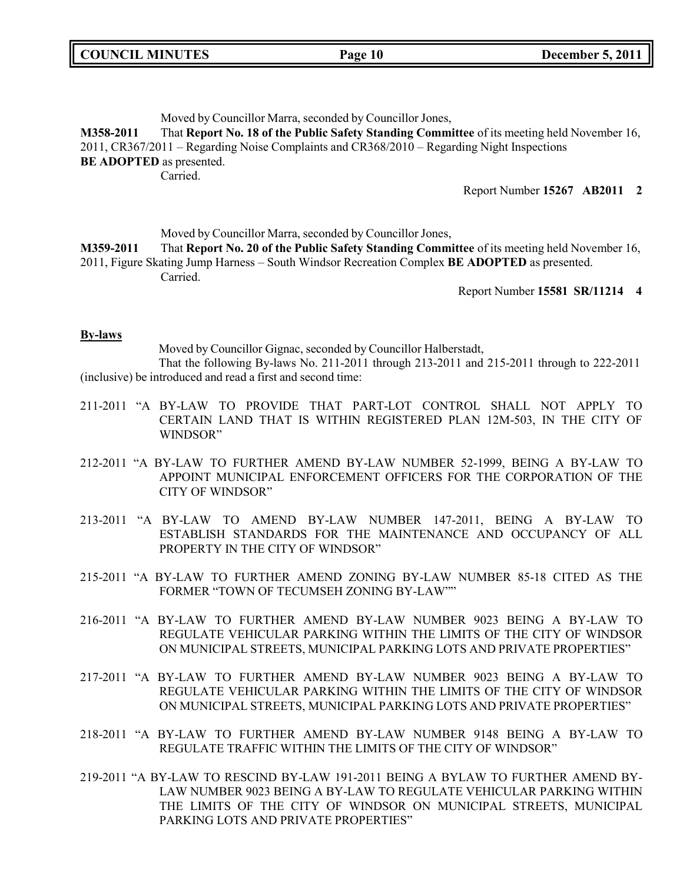Moved by Councillor Marra, seconded by Councillor Jones,

**M358-2011** That **Report No. 18 of the Public Safety Standing Committee** of its meeting held November 16, 2011, CR367/2011 – Regarding Noise Complaints and CR368/2010 – Regarding Night Inspections **BE ADOPTED** as presented.

Carried.

Report Number **15267 AB2011 2**

Moved by Councillor Marra, seconded by Councillor Jones,

**M359-2011** That **Report No. 20 of the Public Safety Standing Committee** of its meeting held November 16, 2011, Figure Skating Jump Harness – South Windsor Recreation Complex **BE ADOPTED** as presented.

Carried.

Report Number **15581 SR/11214 4**

**By-laws**

Moved by Councillor Gignac, seconded by Councillor Halberstadt,

That the following By-laws No. 211-2011 through 213-2011 and 215-2011 through to 222-2011 (inclusive) be introduced and read a first and second time:

211-2011 "A BY-LAW TO PROVIDE THAT PART-LOT CONTROL SHALL NOT APPLY TO CERTAIN LAND THAT IS WITHIN REGISTERED PLAN 12M-503, IN THE CITY OF WINDSOR"

212-2011 "A BY-LAW TO FURTHER AMEND BY-LAW NUMBER 52-1999, BEING A BY-LAW TO APPOINT MUNICIPAL ENFORCEMENT OFFICERS FOR THE CORPORATION OF THE CITY OF WINDSOR"

213-2011 "A BY-LAW TO AMEND BY-LAW NUMBER 147-2011, BEING A BY-LAW TO ESTABLISH STANDARDS FOR THE MAINTENANCE AND OCCUPANCY OF ALL PROPERTY IN THE CITY OF WINDSOR"

215-2011 "A BY-LAW TO FURTHER AMEND ZONING BY-LAW NUMBER 85-18 CITED AS THE FORMER "TOWN OF TECUMSEH ZONING BY-LAW""

216-2011 "A BY-LAW TO FURTHER AMEND BY-LAW NUMBER 9023 BEING A BY-LAW TO REGULATE VEHICULAR PARKING WITHIN THE LIMITS OF THE CITY OF WINDSOR ON MUNICIPAL STREETS, MUNICIPAL PARKING LOTS AND PRIVATE PROPERTIES"

217-2011 "A BY-LAW TO FURTHER AMEND BY-LAW NUMBER 9023 BEING A BY-LAW TO REGULATE VEHICULAR PARKING WITHIN THE LIMITS OF THE CITY OF WINDSOR ON MUNICIPAL STREETS, MUNICIPAL PARKING LOTS AND PRIVATE PROPERTIES"

218-2011 "A BY-LAW TO FURTHER AMEND BY-LAW NUMBER 9148 BEING A BY-LAW TO REGULATE TRAFFIC WITHIN THE LIMITS OF THE CITY OF WINDSOR"

219-2011 "A BY-LAW TO RESCIND BY-LAW 191-2011 BEING A BYLAW TO FURTHER AMEND BY-LAW NUMBER 9023 BEING A BY-LAW TO REGULATE VEHICULAR PARKING WITHIN THE LIMITS OF THE CITY OF WINDSOR ON MUNICIPAL STREETS, MUNICIPAL PARKING LOTS AND PRIVATE PROPERTIES"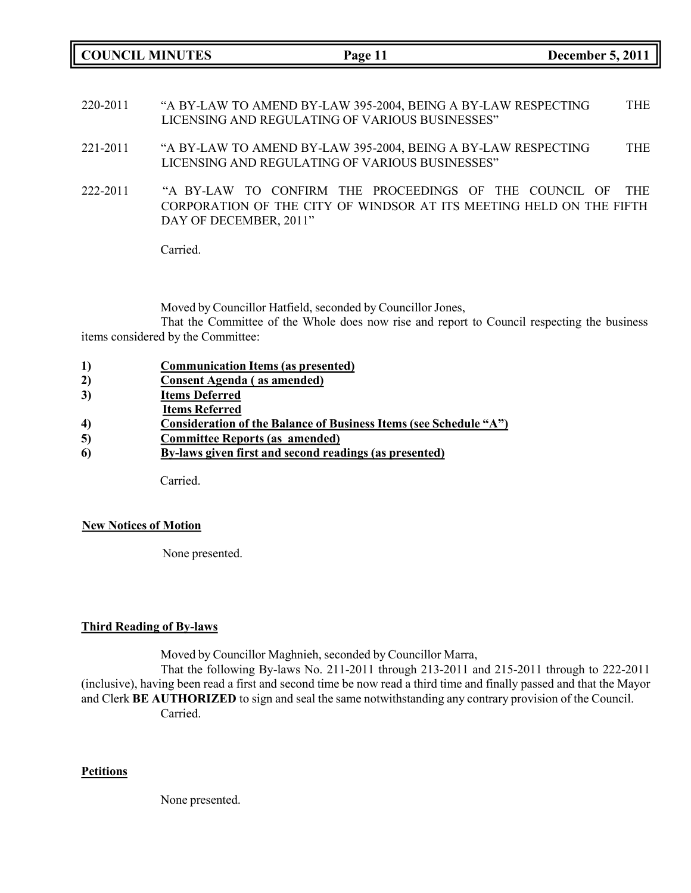220-2011 "A BY-LAW TO AMEND BY-LAW 395-2004, BEING A BY-LAW RESPECTING THE LICENSING AND REGULATING OF VARIOUS BUSINESSES"

221-2011 "A BY-LAW TO AMEND BY-LAW 395-2004, BEING A BY-LAW RESPECTING THE LICENSING AND REGULATING OF VARIOUS BUSINESSES"

222-2011 "A BY-LAW TO CONFIRM THE PROCEEDINGS OF THE COUNCIL OF THE CORPORATION OF THE CITY OF WINDSOR AT ITS MEETING HELD ON THE FIFTH DAY OF DECEMBER, 2011"

Carried.

Moved by Councillor Hatfield, seconded by Councillor Jones,

That the Committee of the Whole does now rise and report to Council respecting the business items considered by the Committee:

1) **Communication Items (as presented)**
2) **Consent Agenda ( as amended)**
3) **Items Deferred**
   **Items Referred**
4) **Consideration of the Balance of Business Items (see Schedule "A")**
5) **Committee Reports (as amended)**
6) **By-laws given first and second readings (as presented)**

Carried.

**New Notices of Motion**

None presented.

**Third Reading of By-laws**

Moved by Councillor Maghnieh, seconded by Councillor Marra,

That the following By-laws No. 211-2011 through 213-2011 and 215-2011 through to 222-2011 (inclusive), having been read a first and second time be now read a third time and finally passed and that the Mayor and Clerk **BE AUTHORIZED** to sign and seal the same notwithstanding any contrary provision of the Council.

Carried.

**Petitions**

None presented.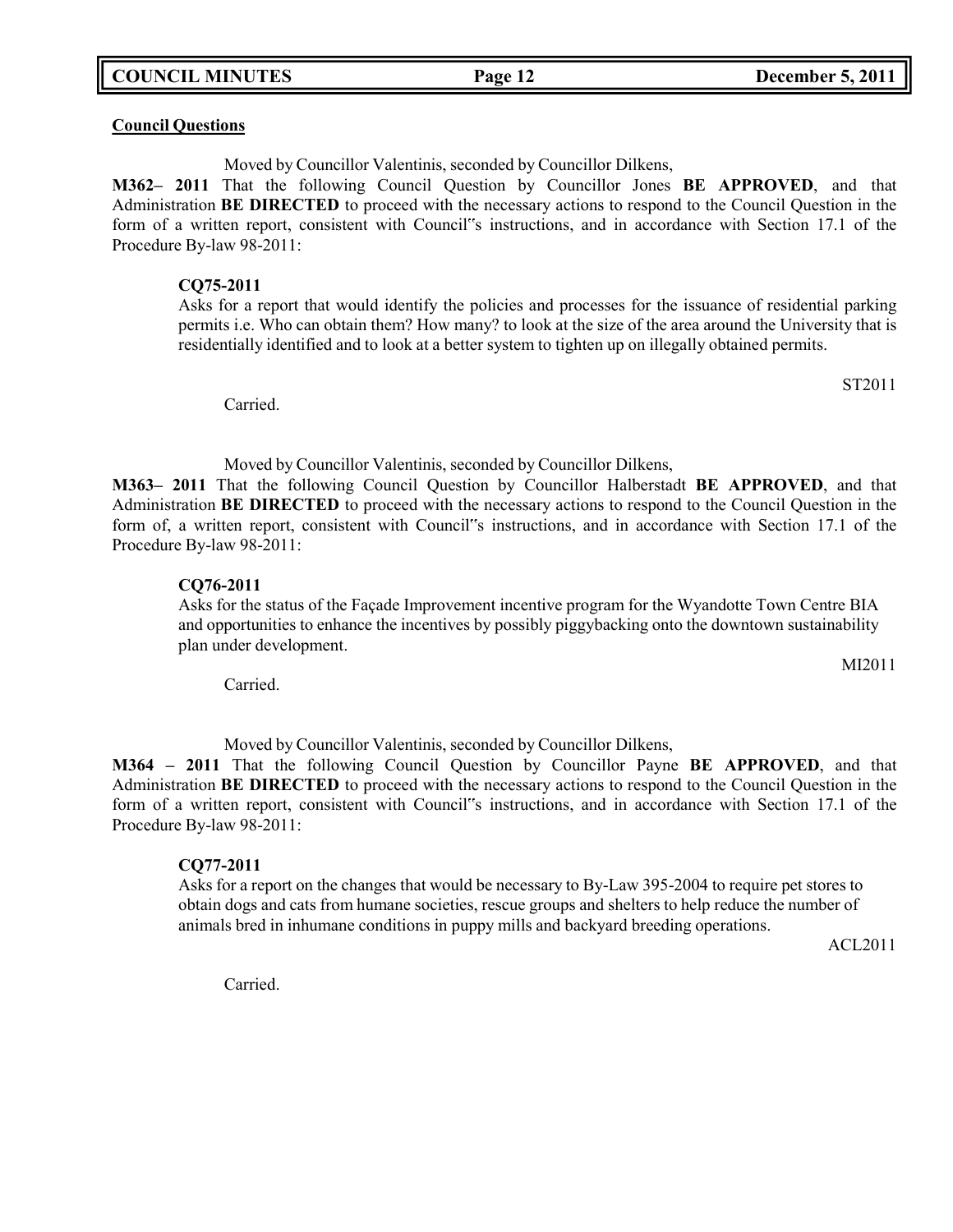**Council Questions**

Moved by Councillor Valentinis, seconded by Councillor Dilkens,

**M362– 2011** That the following Council Question by Councillor Jones **BE APPROVED**, and that Administration **BE DIRECTED** to proceed with the necessary actions to respond to the Council Question in the form of a written report, consistent with Council‟s instructions, and in accordance with Section 17.1 of the Procedure By-law 98-2011:

**CQ75-2011**

Asks for a report that would identify the policies and processes for the issuance of residential parking permits i.e. Who can obtain them? How many? to look at the size of the area around the University that is residentially identified and to look at a better system to tighten up on illegally obtained permits.

ST2011

Carried.

Moved by Councillor Valentinis, seconded by Councillor Dilkens,

**M363– 2011** That the following Council Question by Councillor Halberstadt **BE APPROVED**, and that Administration **BE DIRECTED** to proceed with the necessary actions to respond to the Council Question in the form of, a written report, consistent with Council‟s instructions, and in accordance with Section 17.1 of the Procedure By-law 98-2011:

**CQ76-2011**

Asks for the status of the Façade Improvement incentive program for the Wyandotte Town Centre BIA and opportunities to enhance the incentives by possibly piggybacking onto the downtown sustainability plan under development.

MI2011

Carried.

Moved by Councillor Valentinis, seconded by Councillor Dilkens,

**M364 – 2011** That the following Council Question by Councillor Payne **BE APPROVED**, and that Administration **BE DIRECTED** to proceed with the necessary actions to respond to the Council Question in the form of a written report, consistent with Council‟s instructions, and in accordance with Section 17.1 of the Procedure By-law 98-2011:

**CQ77-2011**

Asks for a report on the changes that would be necessary to By-Law 395-2004 to require pet stores to obtain dogs and cats from humane societies, rescue groups and shelters to help reduce the number of animals bred in inhumane conditions in puppy mills and backyard breeding operations.

ACL2011

Carried.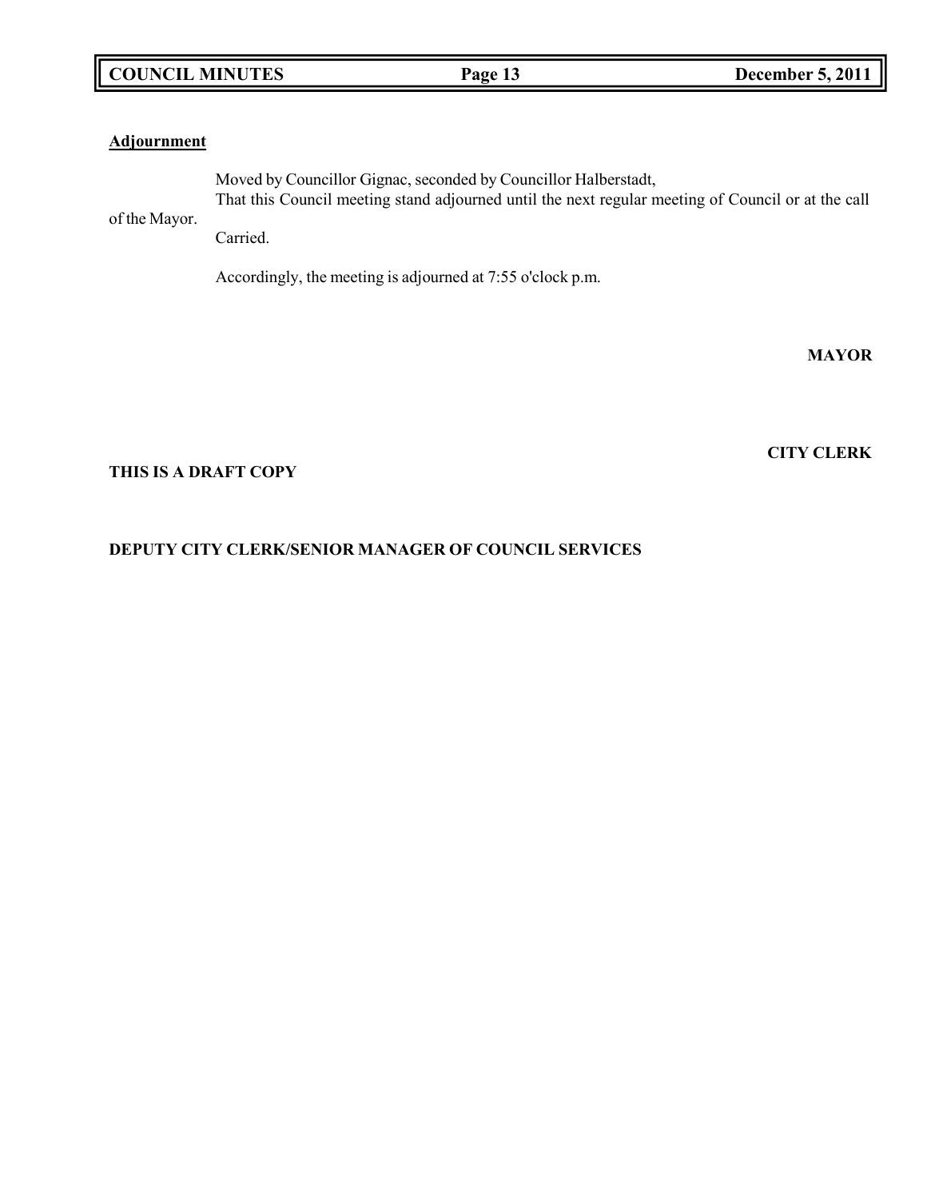**Adjournment**

Moved by Councillor Gignac, seconded by Councillor Halberstadt,

That this Council meeting stand adjourned until the next regular meeting of Council or at the call of the Mayor.

Carried.

Accordingly, the meeting is adjourned at 7:55 o'clock p.m.

**MAYOR**

**CITY CLERK**

**THIS IS A DRAFT COPY**

**DEPUTY CITY CLERK/SENIOR MANAGER OF COUNCIL SERVICES**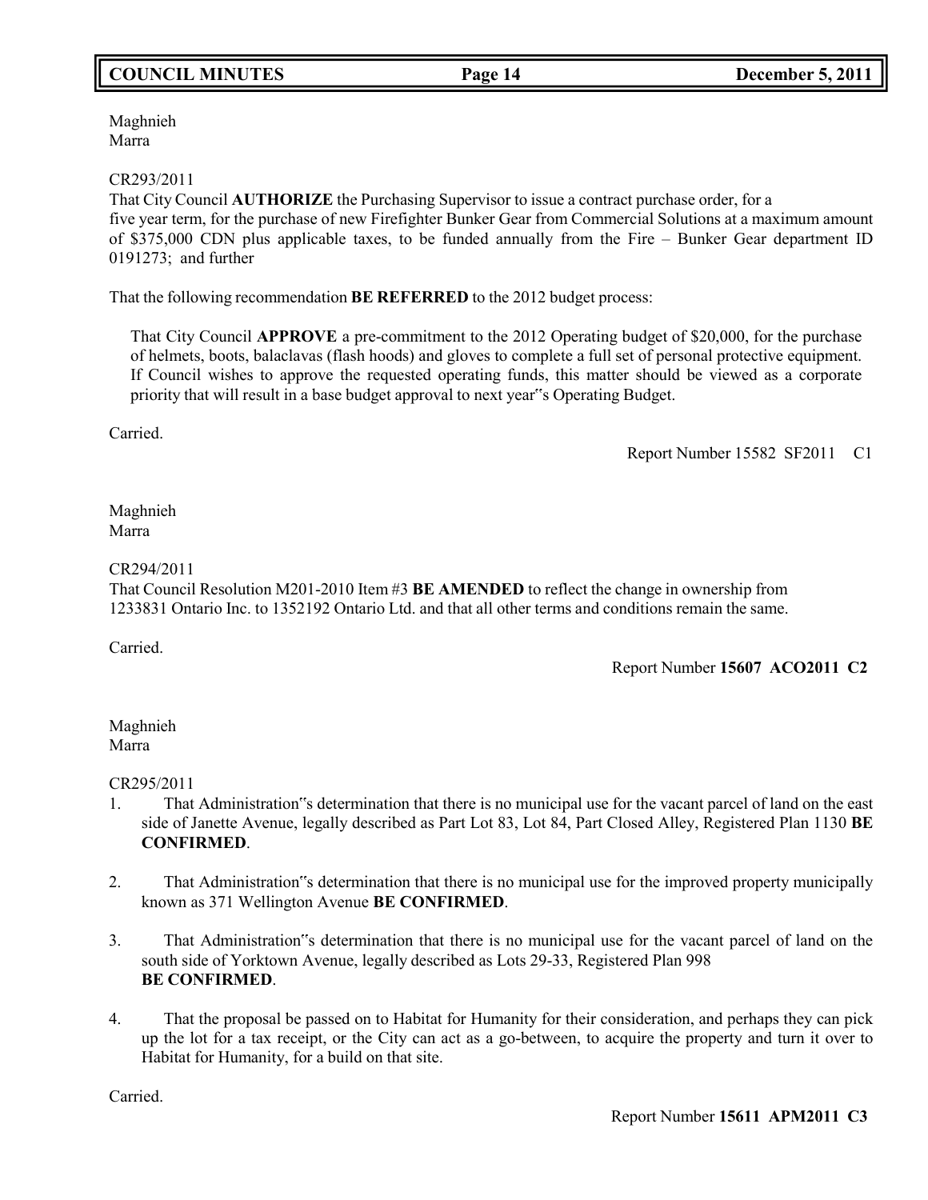Maghnieh
Marra

CR293/2011
That City Council **AUTHORIZE** the Purchasing Supervisor to issue a contract purchase order, for a five year term, for the purchase of new Firefighter Bunker Gear from Commercial Solutions at a maximum amount of $375,000 CDN plus applicable taxes, to be funded annually from the Fire – Bunker Gear department ID 0191273; and further

That the following recommendation **BE REFERRED** to the 2012 budget process:

> That City Council **APPROVE** a pre-commitment to the 2012 Operating budget of $20,000, for the purchase of helmets, boots, balaclavas (flash hoods) and gloves to complete a full set of personal protective equipment. If Council wishes to approve the requested operating funds, this matter should be viewed as a corporate priority that will result in a base budget approval to next year"s Operating Budget.

Carried.

Report Number 15582 SF2011 C1

Maghnieh
Marra

CR294/2011
That Council Resolution M201-2010 Item #3 **BE AMENDED** to reflect the change in ownership from 1233831 Ontario Inc. to 1352192 Ontario Ltd. and that all other terms and conditions remain the same.

Carried.

Report Number **15607 ACO2011 C2**

Maghnieh
Marra

CR295/2011

1. That Administration"s determination that there is no municipal use for the vacant parcel of land on the east side of Janette Avenue, legally described as Part Lot 83, Lot 84, Part Closed Alley, Registered Plan 1130 **BE CONFIRMED**.

2. That Administration"s determination that there is no municipal use for the improved property municipally known as 371 Wellington Avenue **BE CONFIRMED**.

3. That Administration"s determination that there is no municipal use for the vacant parcel of land on the south side of Yorktown Avenue, legally described as Lots 29-33, Registered Plan 998 **BE CONFIRMED**.

4. That the proposal be passed on to Habitat for Humanity for their consideration, and perhaps they can pick up the lot for a tax receipt, or the City can act as a go-between, to acquire the property and turn it over to Habitat for Humanity, for a build on that site.

Carried.

Report Number **15611 APM2011 C3**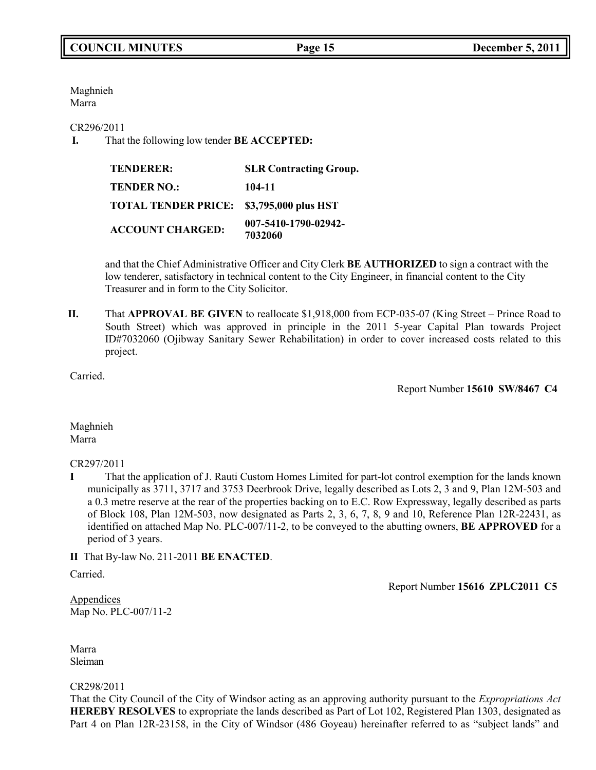Maghnieh
Marra

CR296/2011

**I.** That the following low tender **BE ACCEPTED:**

| | |
|---|---|
| **TENDERER:** | **SLR Contracting Group.** |
| **TENDER NO.:** | **104-11** |
| **TOTAL TENDER PRICE:** | **$3,795,000 plus HST** |
| **ACCOUNT CHARGED:** | **007-5410-1790-02942-7032060** |

and that the Chief Administrative Officer and City Clerk **BE AUTHORIZED** to sign a contract with the low tenderer, satisfactory in technical content to the City Engineer, in financial content to the City Treasurer and in form to the City Solicitor.

**II.** That **APPROVAL BE GIVEN** to reallocate $1,918,000 from ECP-035-07 (King Street – Prince Road to South Street) which was approved in principle in the 2011 5-year Capital Plan towards Project ID#7032060 (Ojibway Sanitary Sewer Rehabilitation) in order to cover increased costs related to this project.

Carried.

Report Number **15610 SW/8467 C4**

Maghnieh
Marra

CR297/2011

**I** That the application of J. Rauti Custom Homes Limited for part-lot control exemption for the lands known municipally as 3711, 3717 and 3753 Deerbrook Drive, legally described as Lots 2, 3 and 9, Plan 12M-503 and a 0.3 metre reserve at the rear of the properties backing on to E.C. Row Expressway, legally described as parts of Block 108, Plan 12M-503, now designated as Parts 2, 3, 6, 7, 8, 9 and 10, Reference Plan 12R-22431, as identified on attached Map No. PLC-007/11-2, to be conveyed to the abutting owners, **BE APPROVED** for a period of 3 years.

**II** That By-law No. 211-2011 **BE ENACTED**.

Carried.

Report Number **15616 ZPLC2011 C5**

Appendices
Map No. PLC-007/11-2

Marra
Sleiman

CR298/2011

That the City Council of the City of Windsor acting as an approving authority pursuant to the *Expropriations Act* **HEREBY RESOLVES** to expropriate the lands described as Part of Lot 102, Registered Plan 1303, designated as Part 4 on Plan 12R-23158, in the City of Windsor (486 Goyeau) hereinafter referred to as "subject lands" and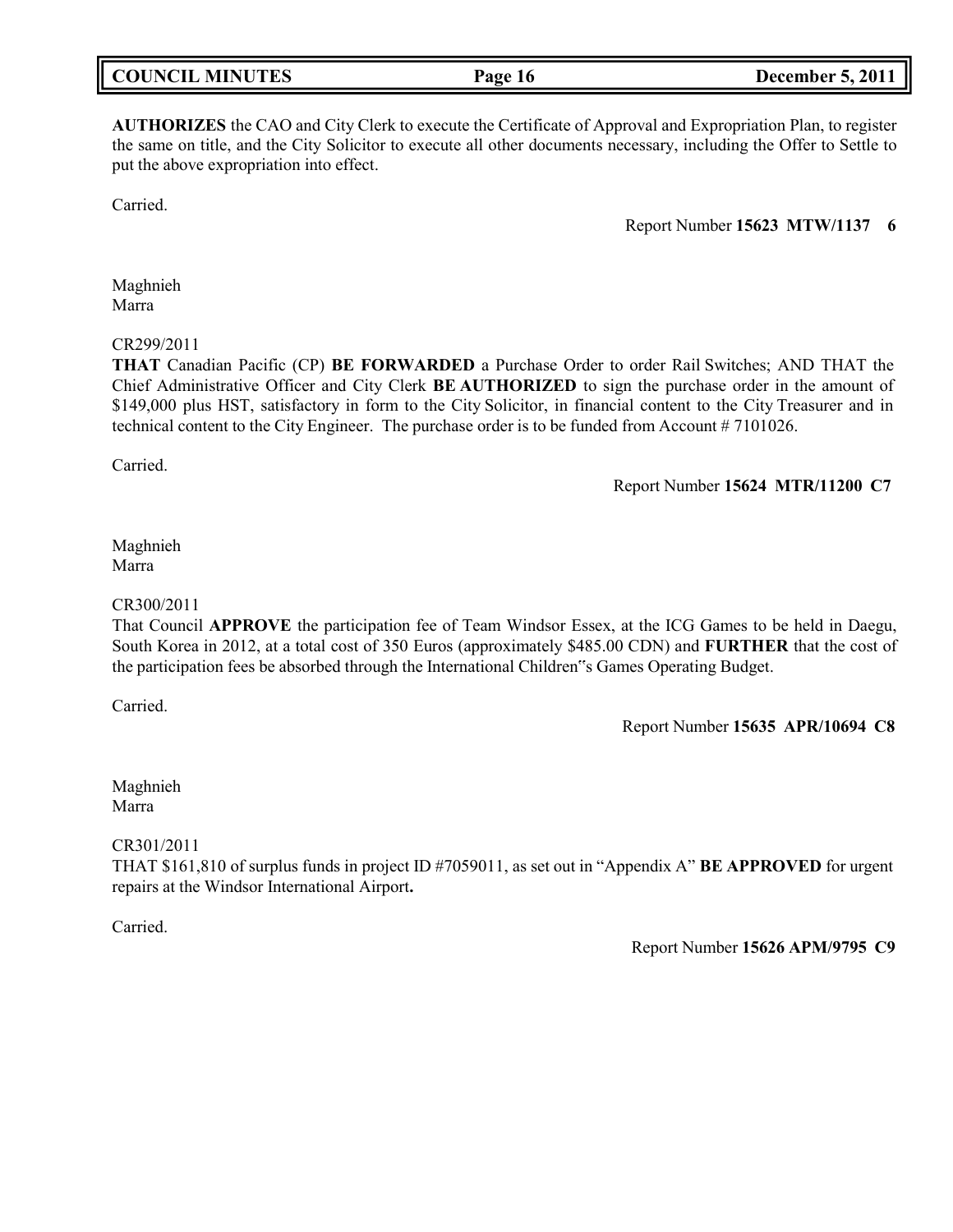**AUTHORIZES** the CAO and City Clerk to execute the Certificate of Approval and Expropriation Plan, to register the same on title, and the City Solicitor to execute all other documents necessary, including the Offer to Settle to put the above expropriation into effect.

Carried.

Report Number **15623 MTW/1137 6**

Maghnieh
Marra

CR299/2011
**THAT** Canadian Pacific (CP) **BE FORWARDED** a Purchase Order to order Rail Switches; AND THAT the Chief Administrative Officer and City Clerk **BE AUTHORIZED** to sign the purchase order in the amount of $149,000 plus HST, satisfactory in form to the City Solicitor, in financial content to the City Treasurer and in technical content to the City Engineer. The purchase order is to be funded from Account # 7101026.

Carried.

Report Number **15624 MTR/11200 C7**

Maghnieh
Marra

CR300/2011
That Council **APPROVE** the participation fee of Team Windsor Essex, at the ICG Games to be held in Daegu, South Korea in 2012, at a total cost of 350 Euros (approximately $485.00 CDN) and **FURTHER** that the cost of the participation fees be absorbed through the International Children"s Games Operating Budget.

Carried.

Report Number **15635 APR/10694 C8**

Maghnieh
Marra

CR301/2011
THAT $161,810 of surplus funds in project ID #7059011, as set out in "Appendix A" **BE APPROVED** for urgent repairs at the Windsor International Airport**.**

Carried.

Report Number **15626 APM/9795 C9**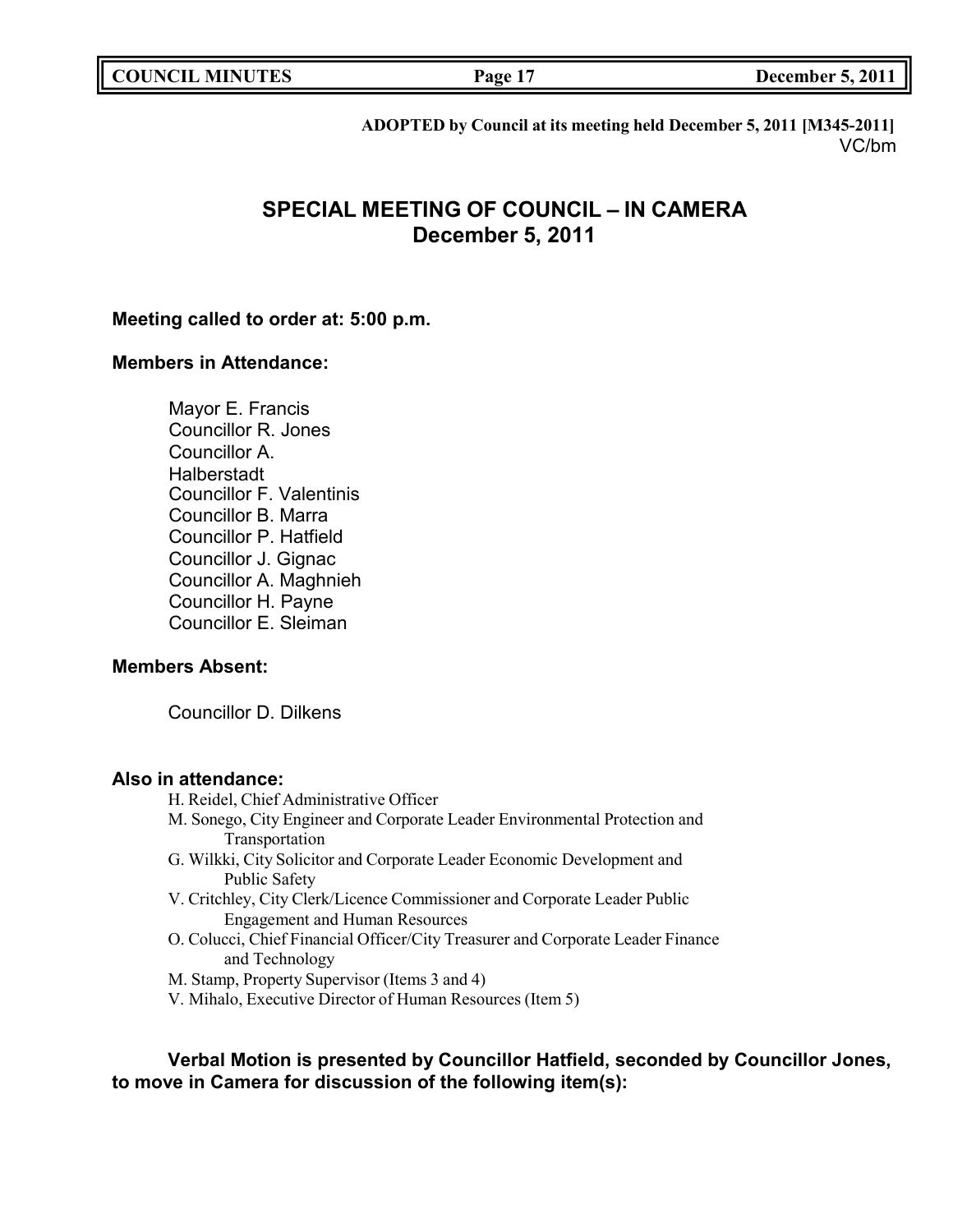**ADOPTED by Council at its meeting held December 5, 2011 [M345-2011]**
VC/bm

# SPECIAL MEETING OF COUNCIL – IN CAMERA
## December 5, 2011

**Meeting called to order at: 5:00 p.m.**

**Members in Attendance:**

Mayor E. Francis
Councillor R. Jones
Councillor A. Halberstadt
Councillor F. Valentinis
Councillor B. Marra
Councillor P. Hatfield
Councillor J. Gignac
Councillor A. Maghnieh
Councillor H. Payne
Councillor E. Sleiman

**Members Absent:**

Councillor D. Dilkens

**Also in attendance:**

H. Reidel, Chief Administrative Officer
M. Sonego, City Engineer and Corporate Leader Environmental Protection and Transportation
G. Wilkki, City Solicitor and Corporate Leader Economic Development and Public Safety
V. Critchley, City Clerk/Licence Commissioner and Corporate Leader Public Engagement and Human Resources
O. Colucci, Chief Financial Officer/City Treasurer and Corporate Leader Finance and Technology
M. Stamp, Property Supervisor (Items 3 and 4)
V. Mihalo, Executive Director of Human Resources (Item 5)

**Verbal Motion is presented by Councillor Hatfield, seconded by Councillor Jones, to move in Camera for discussion of the following item(s):**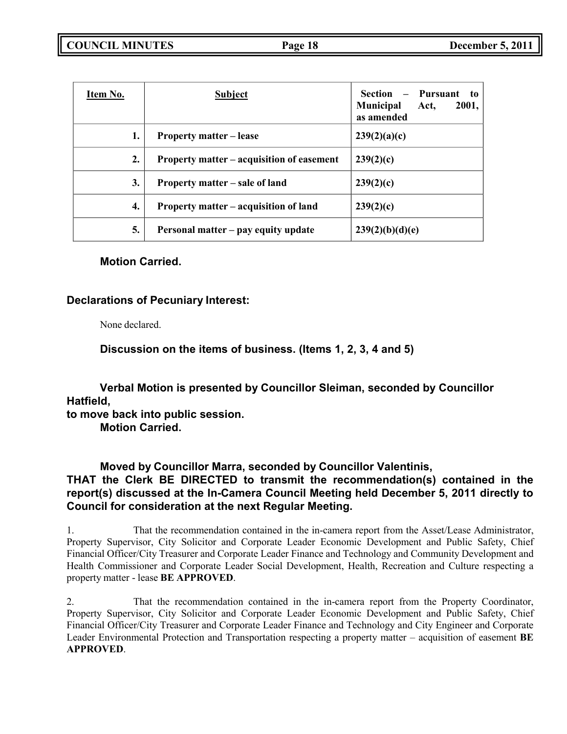| Item No. | Subject | Section – Pursuant to Municipal Act, 2001, as amended |
|---|---|---|
| 1. | Property matter – lease | 239(2)(a)(c) |
| 2. | Property matter – acquisition of easement | 239(2)(c) |
| 3. | Property matter – sale of land | 239(2)(c) |
| 4. | Property matter – acquisition of land | 239(2)(c) |
| 5. | Personal matter – pay equity update | 239(2)(b)(d)(e) |

**Motion Carried.**

**Declarations of Pecuniary Interest:**

None declared.

**Discussion on the items of business. (Items 1, 2, 3, 4 and 5)**

**Verbal Motion is presented by Councillor Sleiman, seconded by Councillor Hatfield,
to move back into public session.
Motion Carried.**

**Moved by Councillor Marra, seconded by Councillor Valentinis,
THAT the Clerk BE DIRECTED to transmit the recommendation(s) contained in the report(s) discussed at the In-Camera Council Meeting held December 5, 2011 directly to Council for consideration at the next Regular Meeting.**

1. That the recommendation contained in the in-camera report from the Asset/Lease Administrator, Property Supervisor, City Solicitor and Corporate Leader Economic Development and Public Safety, Chief Financial Officer/City Treasurer and Corporate Leader Finance and Technology and Community Development and Health Commissioner and Corporate Leader Social Development, Health, Recreation and Culture respecting a property matter - lease **BE APPROVED**.

2. That the recommendation contained in the in-camera report from the Property Coordinator, Property Supervisor, City Solicitor and Corporate Leader Economic Development and Public Safety, Chief Financial Officer/City Treasurer and Corporate Leader Finance and Technology and City Engineer and Corporate Leader Environmental Protection and Transportation respecting a property matter – acquisition of easement **BE APPROVED**.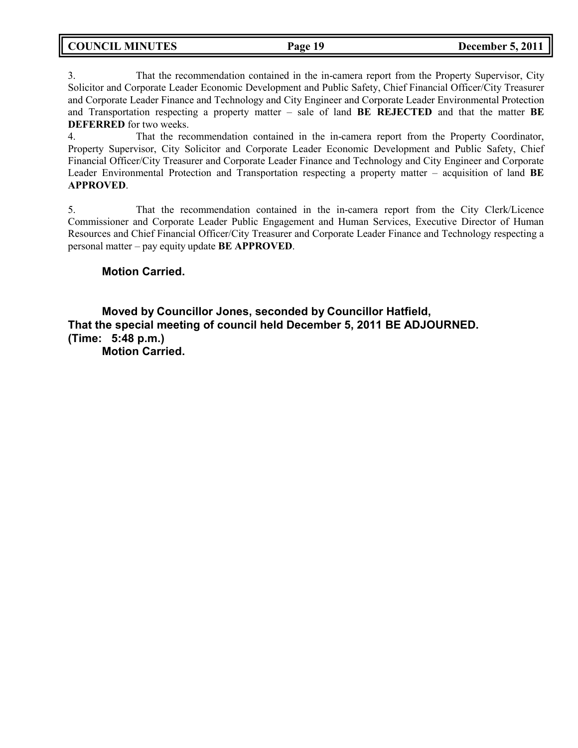3. That the recommendation contained in the in-camera report from the Property Supervisor, City Solicitor and Corporate Leader Economic Development and Public Safety, Chief Financial Officer/City Treasurer and Corporate Leader Finance and Technology and City Engineer and Corporate Leader Environmental Protection and Transportation respecting a property matter – sale of land **BE REJECTED** and that the matter **BE DEFERRED** for two weeks.

4. That the recommendation contained in the in-camera report from the Property Coordinator, Property Supervisor, City Solicitor and Corporate Leader Economic Development and Public Safety, Chief Financial Officer/City Treasurer and Corporate Leader Finance and Technology and City Engineer and Corporate Leader Environmental Protection and Transportation respecting a property matter – acquisition of land **BE APPROVED**.

5. That the recommendation contained in the in-camera report from the City Clerk/Licence Commissioner and Corporate Leader Public Engagement and Human Services, Executive Director of Human Resources and Chief Financial Officer/City Treasurer and Corporate Leader Finance and Technology respecting a personal matter – pay equity update **BE APPROVED**.

**Motion Carried.**

**Moved by Councillor Jones, seconded by Councillor Hatfield,**
**That the special meeting of council held December 5, 2011 BE ADJOURNED.**
**(Time: 5:48 p.m.)**
**Motion Carried.**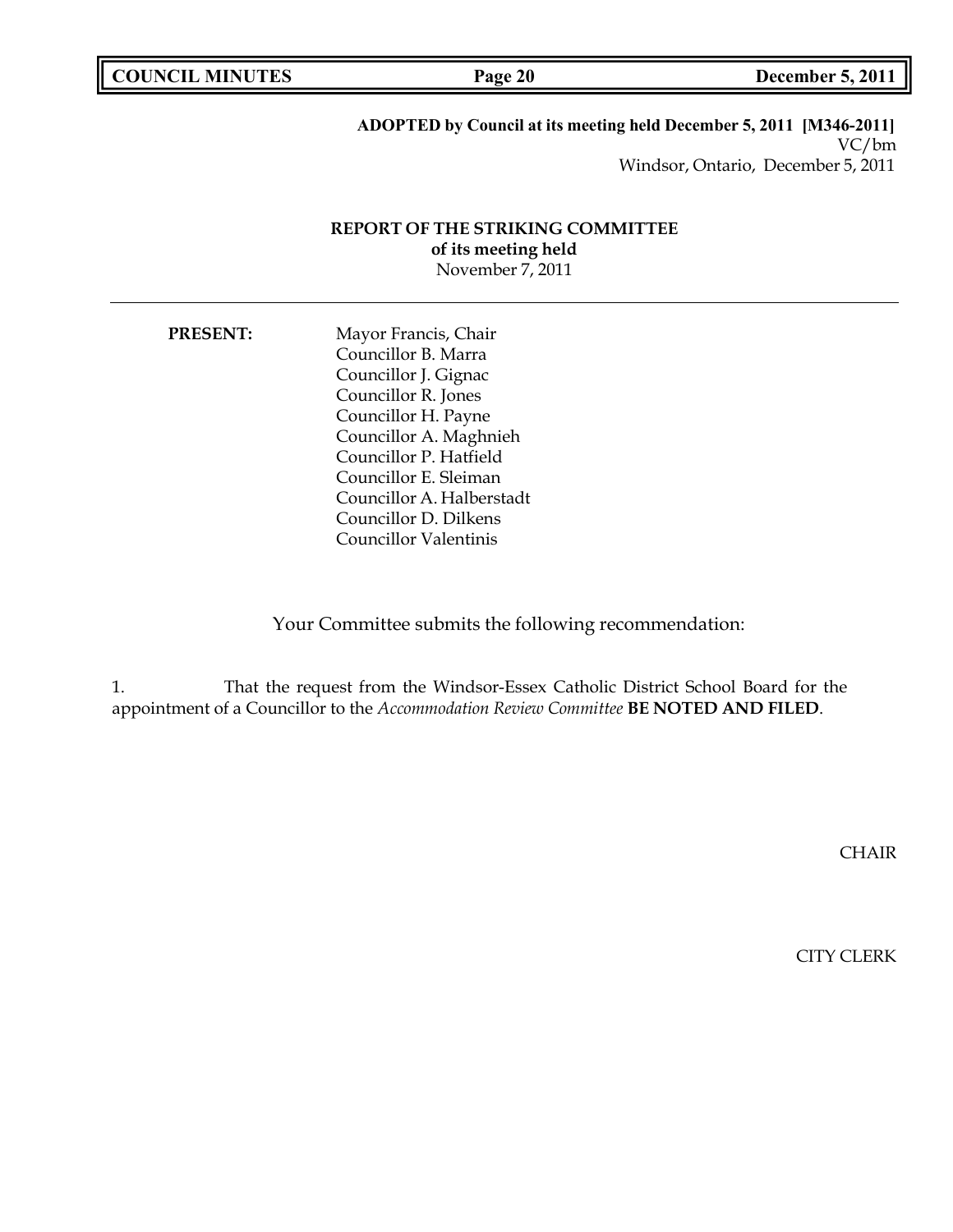**ADOPTED by Council at its meeting held December 5, 2011 [M346-2011]**
VC/bm
Windsor, Ontario, December 5, 2011

**REPORT OF THE STRIKING COMMITTEE**
**of its meeting held**
November 7, 2011

---

**PRESENT:**

Mayor Francis, Chair
Councillor B. Marra
Councillor J. Gignac
Councillor R. Jones
Councillor H. Payne
Councillor A. Maghnieh
Councillor P. Hatfield
Councillor E. Sleiman
Councillor A. Halberstadt
Councillor D. Dilkens
Councillor Valentinis

Your Committee submits the following recommendation:

1. That the request from the Windsor-Essex Catholic District School Board for the appointment of a Councillor to the *Accommodation Review Committee* **BE NOTED AND FILED**.

CHAIR

CITY CLERK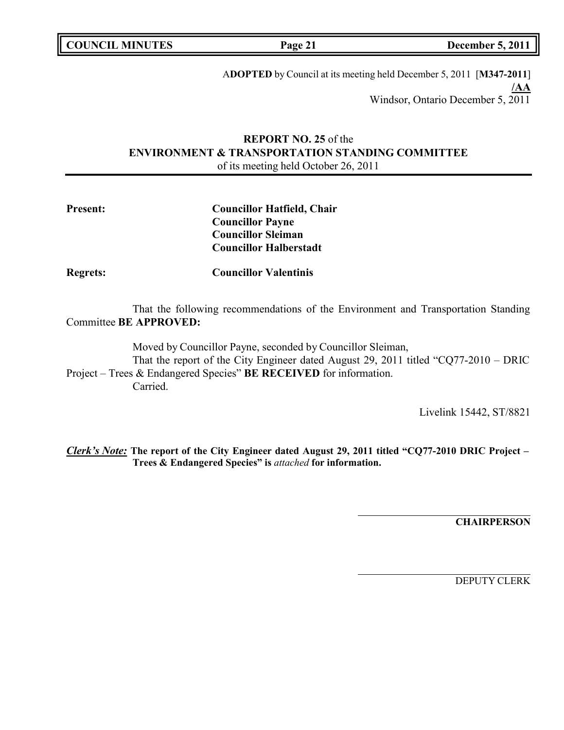ADOPTED by Council at its meeting held December 5, 2011 [**M347-2011**]
**/AA**
Windsor, Ontario December 5, 2011

**REPORT NO. 25** of the
**ENVIRONMENT & TRANSPORTATION STANDING COMMITTEE**
of its meeting held October 26, 2011

**Present:** **Councillor Hatfield, Chair**
**Councillor Payne**
**Councillor Sleiman**
**Councillor Halberstadt**

**Regrets:** **Councillor Valentinis**

That the following recommendations of the Environment and Transportation Standing Committee **BE APPROVED:**

Moved by Councillor Payne, seconded by Councillor Sleiman,
That the report of the City Engineer dated August 29, 2011 titled "CQ77-2010 – DRIC Project – Trees & Endangered Species" **BE RECEIVED** for information.
Carried.

Livelink 15442, ST/8821

***Clerk's Note:*** **The report of the City Engineer dated August 29, 2011 titled "CQ77-2010 DRIC Project – Trees & Endangered Species" is** *attached* **for information.**

**CHAIRPERSON**

DEPUTY CLERK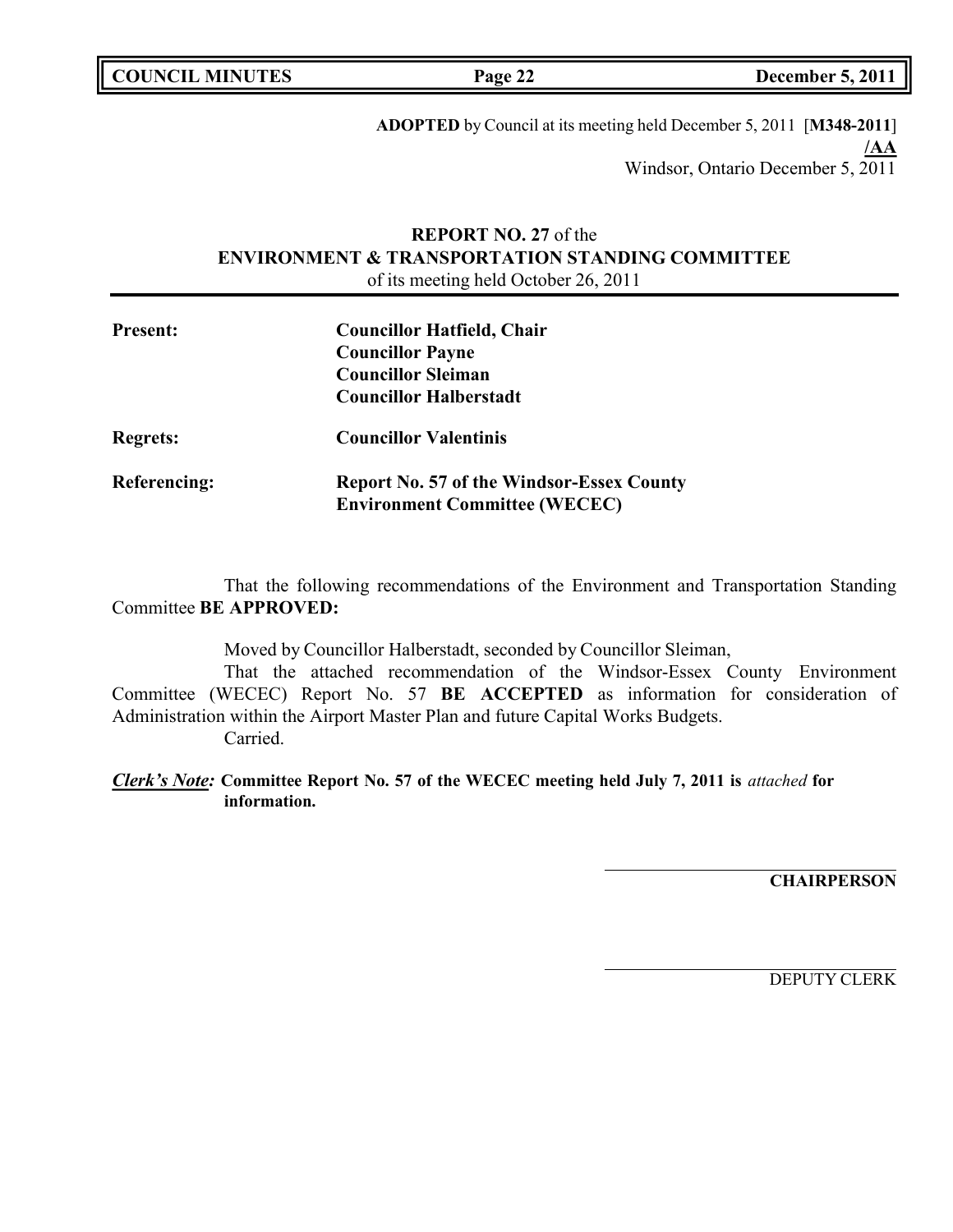**ADOPTED** by Council at its meeting held December 5, 2011 [**M348-2011**]
**/AA**
Windsor, Ontario December 5, 2011

**REPORT NO. 27** of the
**ENVIRONMENT & TRANSPORTATION STANDING COMMITTEE**
of its meeting held October 26, 2011

| | |
|---|---|
| **Present:** | **Councillor Hatfield, Chair**<br>**Councillor Payne**<br>**Councillor Sleiman**<br>**Councillor Halberstadt** |
| **Regrets:** | **Councillor Valentinis** |
| **Referencing:** | **Report No. 57 of the Windsor-Essex County Environment Committee (WECEC)** |

That the following recommendations of the Environment and Transportation Standing Committee **BE APPROVED:**

Moved by Councillor Halberstadt, seconded by Councillor Sleiman,

That the attached recommendation of the Windsor-Essex County Environment Committee (WECEC) Report No. 57 **BE ACCEPTED** as information for consideration of Administration within the Airport Master Plan and future Capital Works Budgets.

Carried.

***Clerk's Note:*** **Committee Report No. 57 of the WECEC meeting held July 7, 2011 is** *attached* **for information.**

**CHAIRPERSON**

DEPUTY CLERK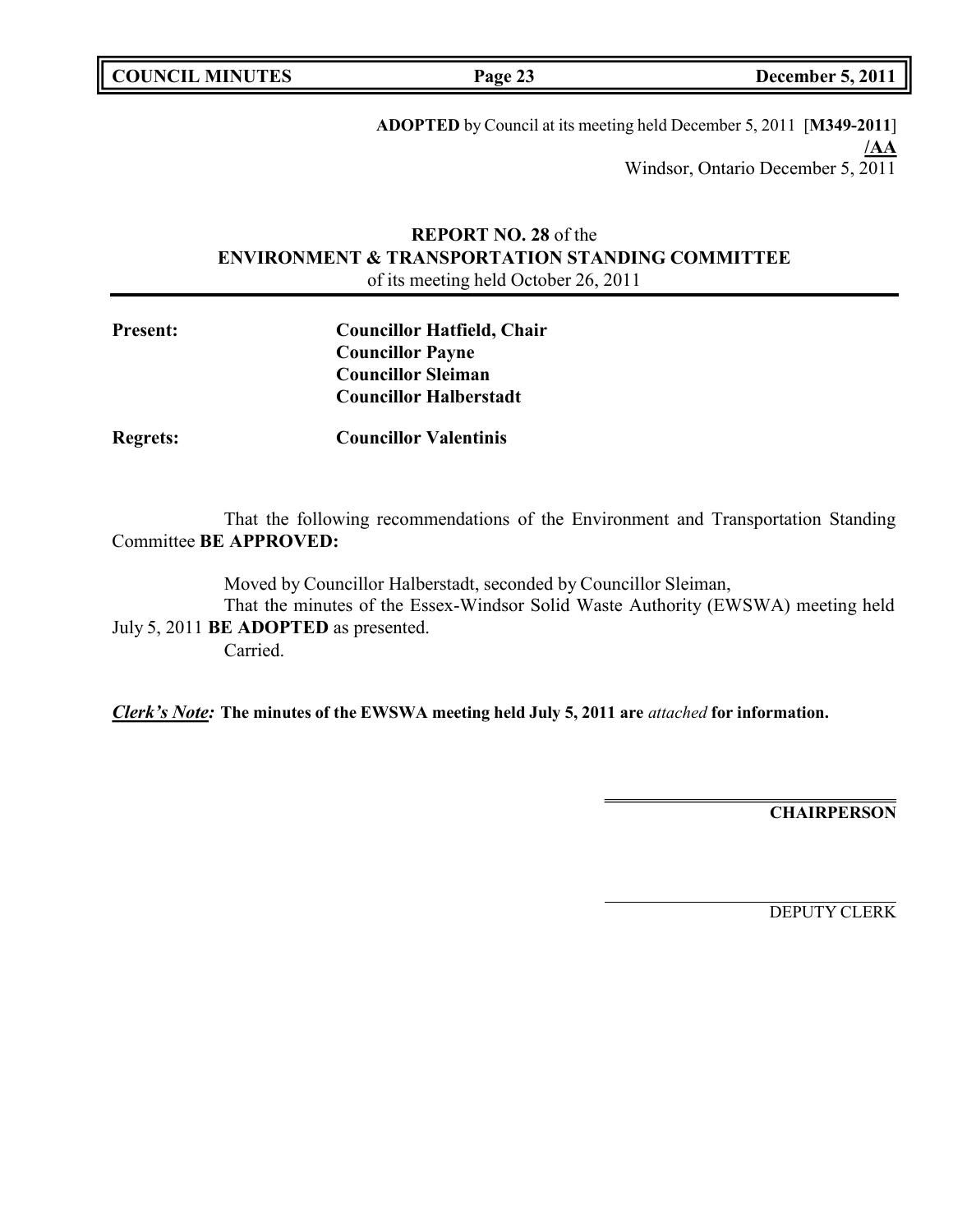**ADOPTED** by Council at its meeting held December 5, 2011 [**M349-2011**]
**/AA**
Windsor, Ontario December 5, 2011

**REPORT NO. 28** of the
**ENVIRONMENT & TRANSPORTATION STANDING COMMITTEE**
of its meeting held October 26, 2011

**Present:** **Councillor Hatfield, Chair**
**Councillor Payne**
**Councillor Sleiman**
**Councillor Halberstadt**

**Regrets:** **Councillor Valentinis**

That the following recommendations of the Environment and Transportation Standing Committee **BE APPROVED:**

Moved by Councillor Halberstadt, seconded by Councillor Sleiman,
That the minutes of the Essex-Windsor Solid Waste Authority (EWSWA) meeting held July 5, 2011 **BE ADOPTED** as presented.
Carried.

***Clerk's Note:*** **The minutes of the EWSWA meeting held July 5, 2011 are** *attached* **for information.**

**CHAIRPERSON**

DEPUTY CLERK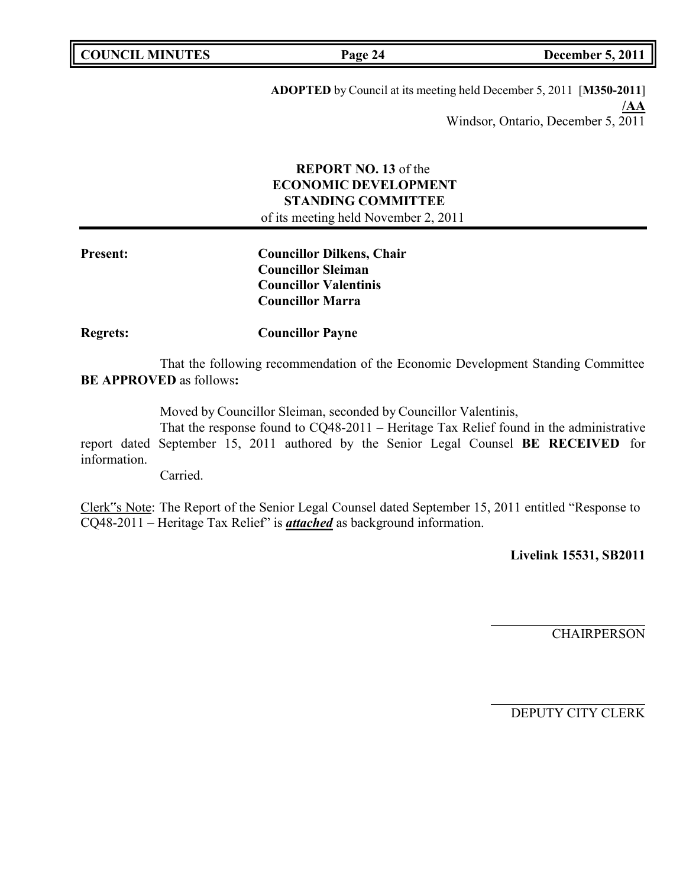**ADOPTED** by Council at its meeting held December 5, 2011 [**M350-2011**]
**/AA**
Windsor, Ontario, December 5, 2011

**REPORT NO. 13** of the
**ECONOMIC DEVELOPMENT STANDING COMMITTEE**
of its meeting held November 2, 2011

**Present:** **Councillor Dilkens, Chair**
**Councillor Sleiman**
**Councillor Valentinis**
**Councillor Marra**

**Regrets:** **Councillor Payne**

That the following recommendation of the Economic Development Standing Committee **BE APPROVED** as follows**:**

Moved by Councillor Sleiman, seconded by Councillor Valentinis,

That the response found to CQ48-2011 – Heritage Tax Relief found in the administrative report dated September 15, 2011 authored by the Senior Legal Counsel **BE RECEIVED** for information.

Carried.

Clerk‟s Note: The Report of the Senior Legal Counsel dated September 15, 2011 entitled "Response to CQ48-2011 – Heritage Tax Relief" is ***attached*** as background information.

**Livelink 15531, SB2011**

CHAIRPERSON

DEPUTY CITY CLERK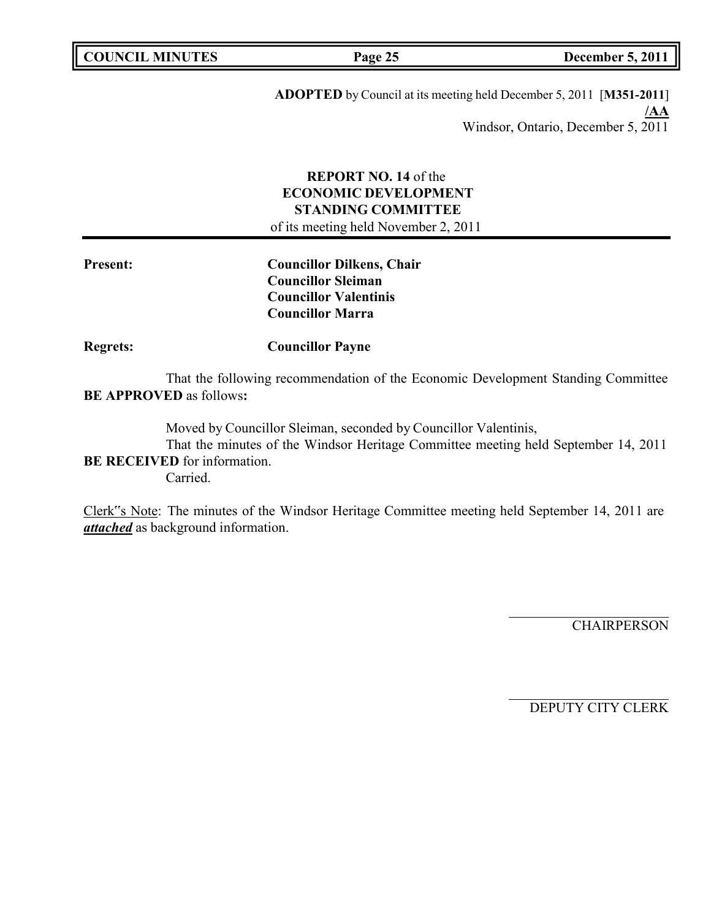**ADOPTED** by Council at its meeting held December 5, 2011 [**M351-2011**]
**/AA**
Windsor, Ontario, December 5, 2011

**REPORT NO. 14** of the
**ECONOMIC DEVELOPMENT STANDING COMMITTEE**
of its meeting held November 2, 2011

**Present:** **Councillor Dilkens, Chair**
**Councillor Sleiman**
**Councillor Valentinis**
**Councillor Marra**

**Regrets:** **Councillor Payne**

That the following recommendation of the Economic Development Standing Committee **BE APPROVED** as follows**:**

Moved by Councillor Sleiman, seconded by Councillor Valentinis,
That the minutes of the Windsor Heritage Committee meeting held September 14, 2011 **BE RECEIVED** for information.
Carried.

Clerk"s Note: The minutes of the Windsor Heritage Committee meeting held September 14, 2011 are ***attached*** as background information.

CHAIRPERSON

DEPUTY CITY CLERK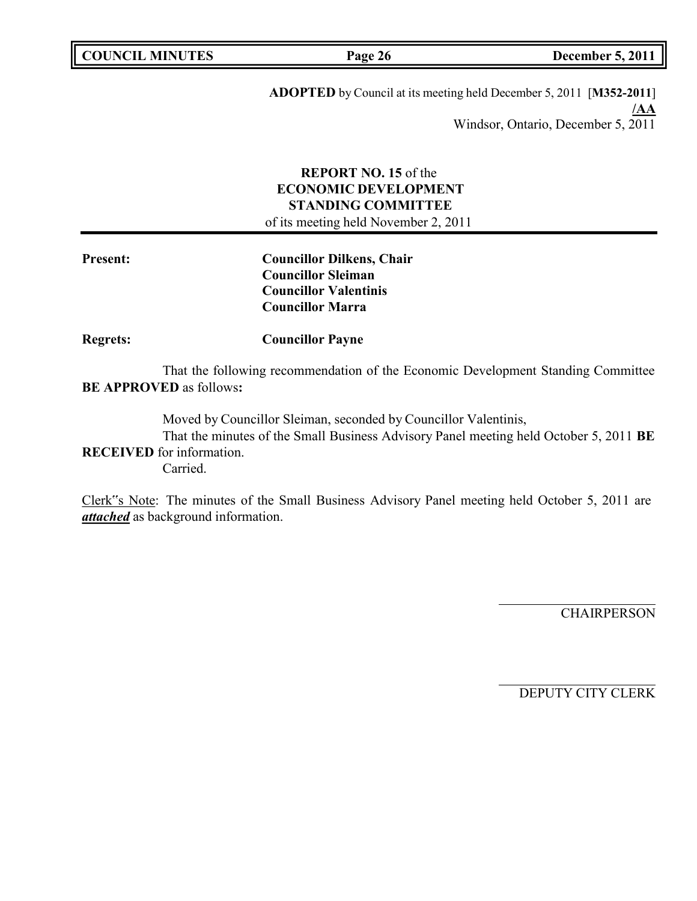**ADOPTED** by Council at its meeting held December 5, 2011 [**M352-2011**]
**/AA**
Windsor, Ontario, December 5, 2011

**REPORT NO. 15** of the
**ECONOMIC DEVELOPMENT**
**STANDING COMMITTEE**
of its meeting held November 2, 2011

**Present:** **Councillor Dilkens, Chair**
**Councillor Sleiman**
**Councillor Valentinis**
**Councillor Marra**

**Regrets:** **Councillor Payne**

That the following recommendation of the Economic Development Standing Committee **BE APPROVED** as follows**:**

Moved by Councillor Sleiman, seconded by Councillor Valentinis,
That the minutes of the Small Business Advisory Panel meeting held October 5, 2011 **BE RECEIVED** for information.
Carried.

Clerk"s Note: The minutes of the Small Business Advisory Panel meeting held October 5, 2011 are ***attached*** as background information.

CHAIRPERSON

DEPUTY CITY CLERK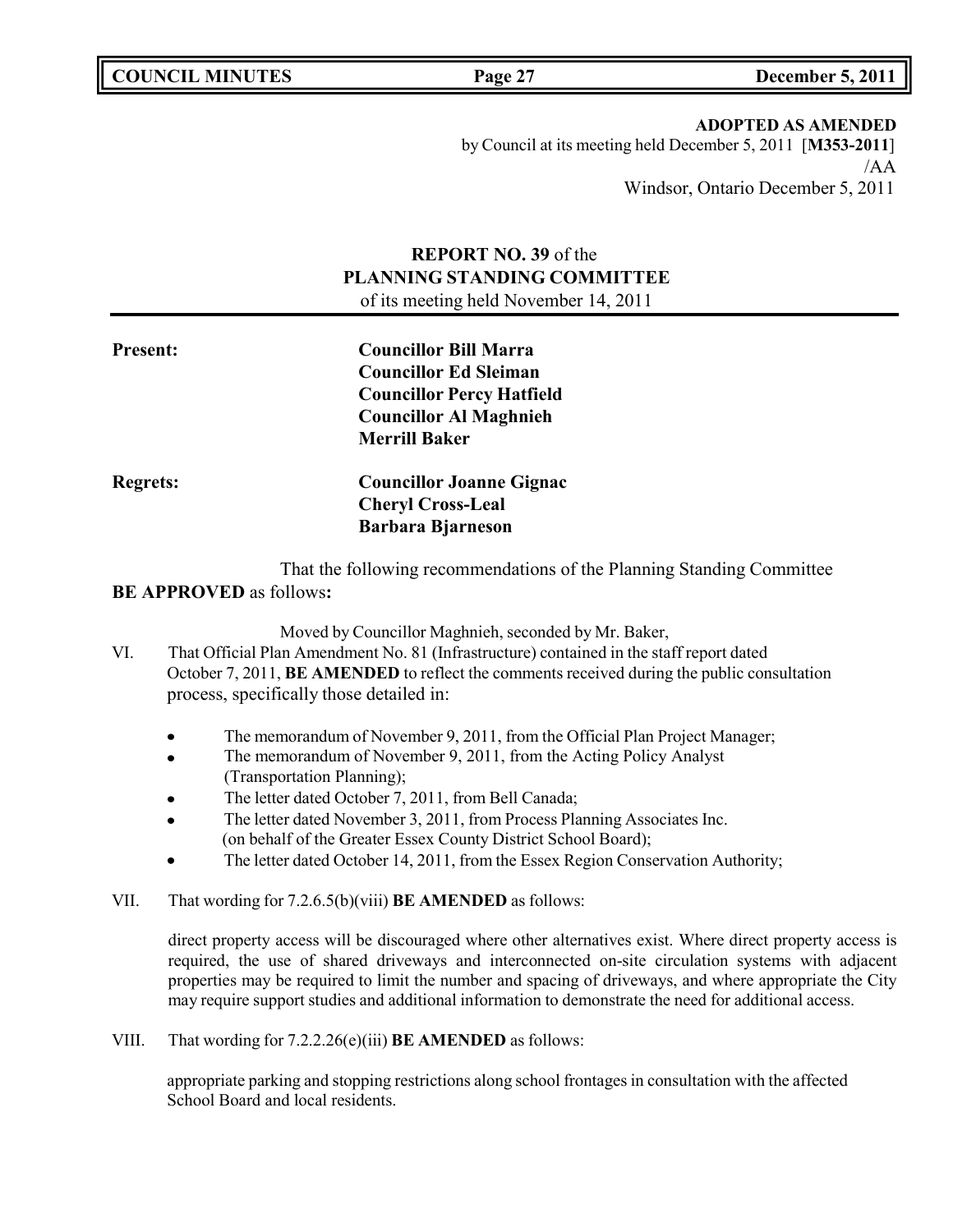**ADOPTED AS AMENDED**
by Council at its meeting held December 5, 2011 [**M353-2011**]
/AA
Windsor, Ontario December 5, 2011

**REPORT NO. 39** of the
**PLANNING STANDING COMMITTEE**
of its meeting held November 14, 2011

**Present:** **Councillor Bill Marra**
**Councillor Ed Sleiman**
**Councillor Percy Hatfield**
**Councillor Al Maghnieh**
**Merrill Baker**

**Regrets:** **Councillor Joanne Gignac**
**Cheryl Cross-Leal**
**Barbara Bjarneson**

That the following recommendations of the Planning Standing Committee **BE APPROVED** as follows**:**

Moved by Councillor Maghnieh, seconded by Mr. Baker,

VI. That Official Plan Amendment No. 81 (Infrastructure) contained in the staff report dated October 7, 2011, **BE AMENDED** to reflect the comments received during the public consultation process, specifically those detailed in:

- The memorandum of November 9, 2011, from the Official Plan Project Manager;
- The memorandum of November 9, 2011, from the Acting Policy Analyst (Transportation Planning);
- The letter dated October 7, 2011, from Bell Canada;
- The letter dated November 3, 2011, from Process Planning Associates Inc. (on behalf of the Greater Essex County District School Board);
- The letter dated October 14, 2011, from the Essex Region Conservation Authority;

VII. That wording for 7.2.6.5(b)(viii) **BE AMENDED** as follows:

direct property access will be discouraged where other alternatives exist. Where direct property access is required, the use of shared driveways and interconnected on-site circulation systems with adjacent properties may be required to limit the number and spacing of driveways, and where appropriate the City may require support studies and additional information to demonstrate the need for additional access.

VIII. That wording for 7.2.2.26(e)(iii) **BE AMENDED** as follows:

appropriate parking and stopping restrictions along school frontages in consultation with the affected School Board and local residents.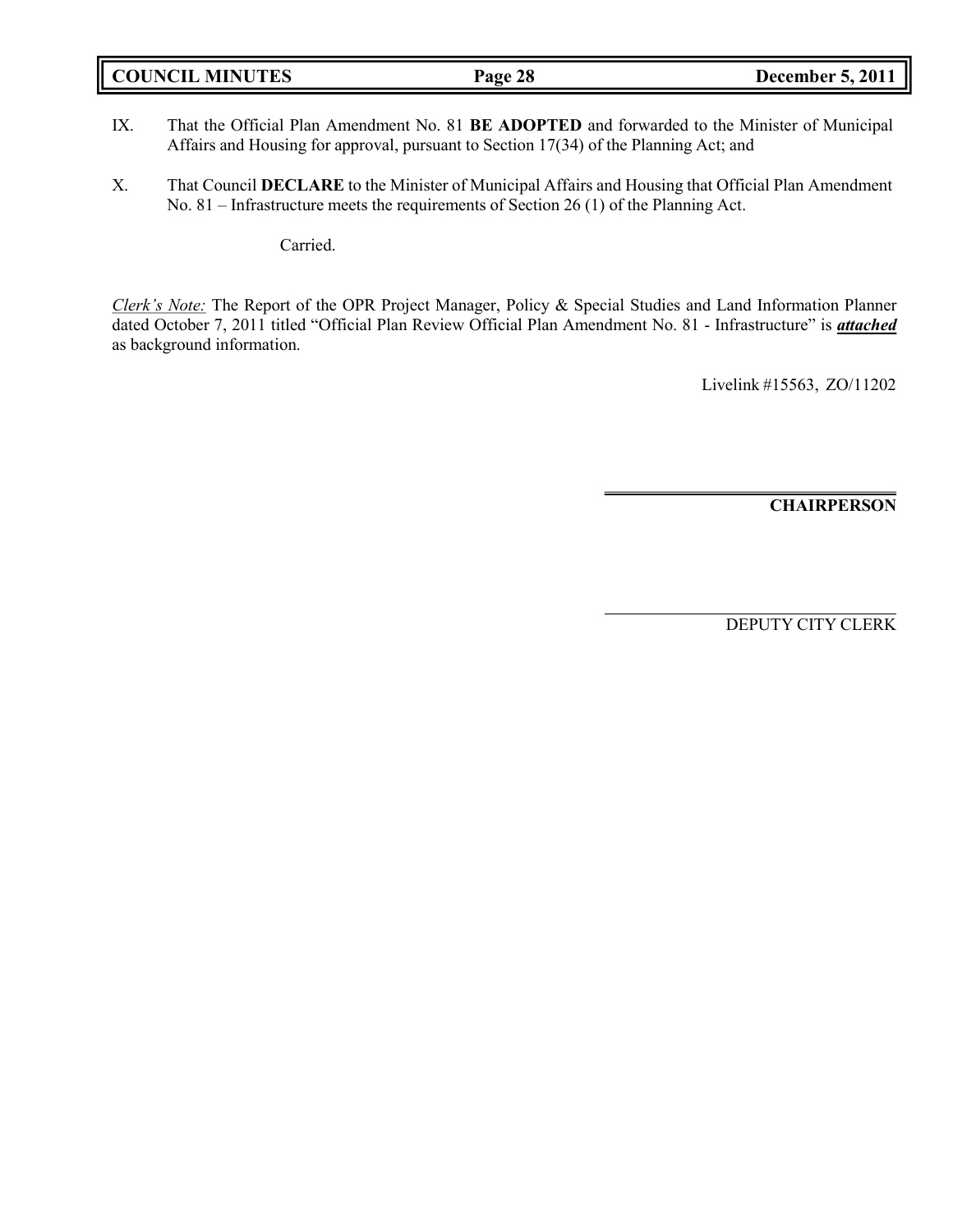IX. That the Official Plan Amendment No. 81 **BE ADOPTED** and forwarded to the Minister of Municipal Affairs and Housing for approval, pursuant to Section 17(34) of the Planning Act; and

X. That Council **DECLARE** to the Minister of Municipal Affairs and Housing that Official Plan Amendment No. 81 – Infrastructure meets the requirements of Section 26 (1) of the Planning Act.

Carried.

*Clerk's Note:* The Report of the OPR Project Manager, Policy & Special Studies and Land Information Planner dated October 7, 2011 titled "Official Plan Review Official Plan Amendment No. 81 - Infrastructure" is ***attached*** as background information.

Livelink #15563, ZO/11202

**CHAIRPERSON**

DEPUTY CITY CLERK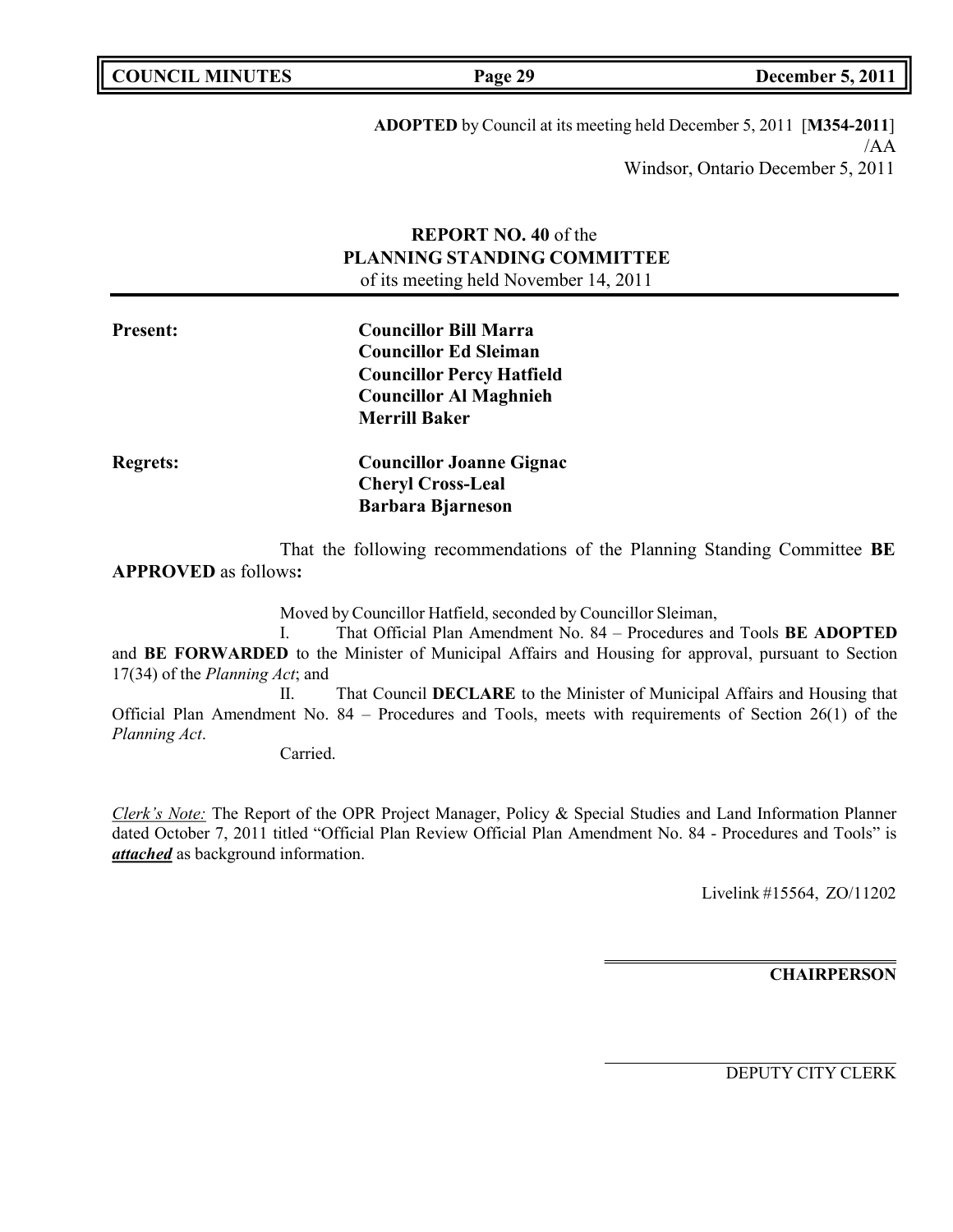**ADOPTED** by Council at its meeting held December 5, 2011 [**M354-2011**]
/AA
Windsor, Ontario December 5, 2011

**REPORT NO. 40** of the
**PLANNING STANDING COMMITTEE**
of its meeting held November 14, 2011

**Present:** **Councillor Bill Marra**
**Councillor Ed Sleiman**
**Councillor Percy Hatfield**
**Councillor Al Maghnieh**
**Merrill Baker**

**Regrets:** **Councillor Joanne Gignac**
**Cheryl Cross-Leal**
**Barbara Bjarneson**

That the following recommendations of the Planning Standing Committee **BE APPROVED** as follows**:**

Moved by Councillor Hatfield, seconded by Councillor Sleiman,

I. That Official Plan Amendment No. 84 – Procedures and Tools **BE ADOPTED** and **BE FORWARDED** to the Minister of Municipal Affairs and Housing for approval, pursuant to Section 17(34) of the *Planning Act*; and

II. That Council **DECLARE** to the Minister of Municipal Affairs and Housing that Official Plan Amendment No. 84 – Procedures and Tools, meets with requirements of Section 26(1) of the *Planning Act*.

Carried.

*Clerk's Note:* The Report of the OPR Project Manager, Policy & Special Studies and Land Information Planner dated October 7, 2011 titled "Official Plan Review Official Plan Amendment No. 84 - Procedures and Tools" is ***attached*** as background information.

Livelink #15564, ZO/11202

**CHAIRPERSON**

DEPUTY CITY CLERK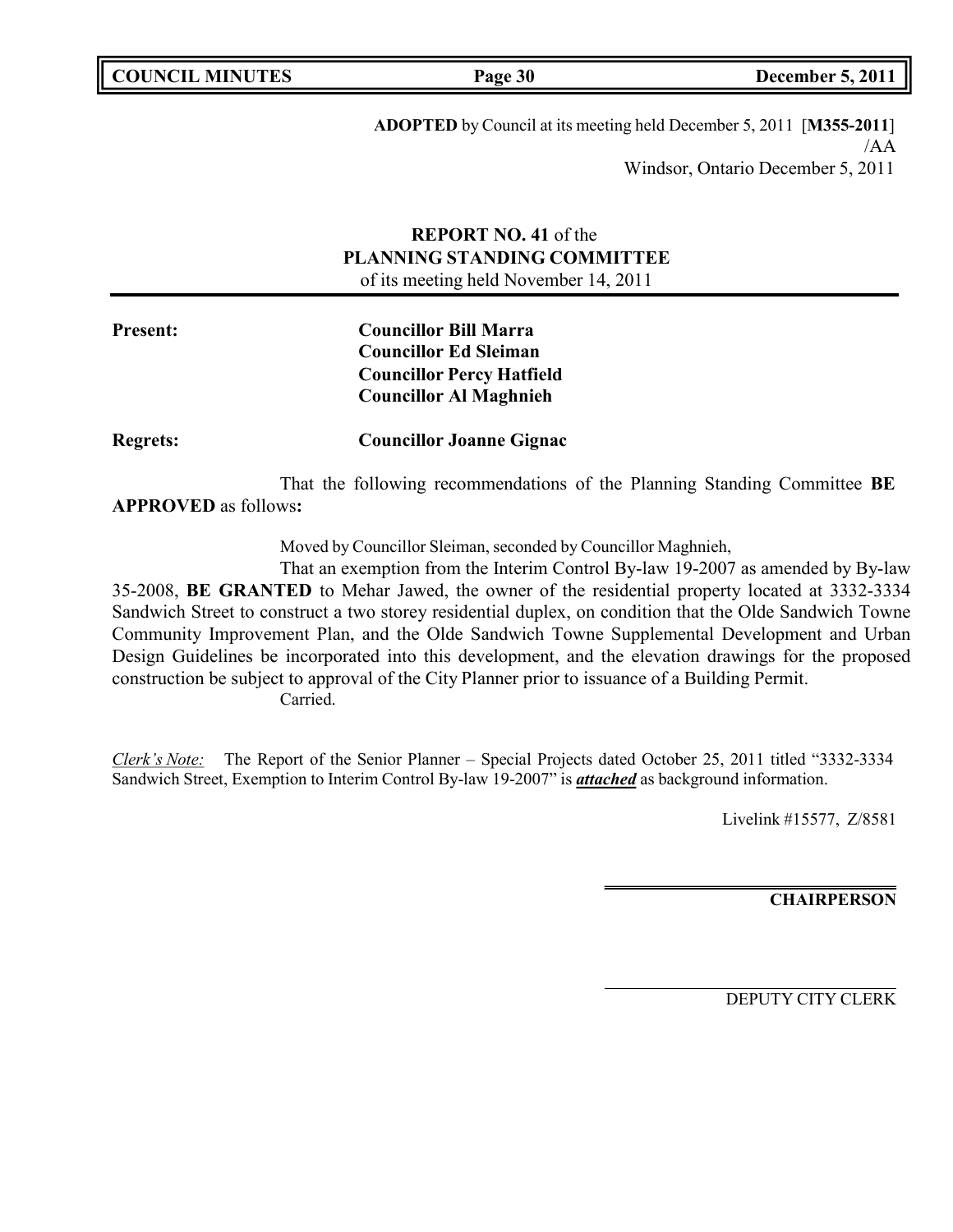**ADOPTED** by Council at its meeting held December 5, 2011 [**M355-2011**]
/AA
Windsor, Ontario December 5, 2011

**REPORT NO. 41** of the
**PLANNING STANDING COMMITTEE**
of its meeting held November 14, 2011

**Present:** **Councillor Bill Marra**
**Councillor Ed Sleiman**
**Councillor Percy Hatfield**
**Councillor Al Maghnieh**

**Regrets:** **Councillor Joanne Gignac**

That the following recommendations of the Planning Standing Committee **BE APPROVED** as follows**:**

Moved by Councillor Sleiman, seconded by Councillor Maghnieh,

That an exemption from the Interim Control By-law 19-2007 as amended by By-law 35-2008, **BE GRANTED** to Mehar Jawed, the owner of the residential property located at 3332-3334 Sandwich Street to construct a two storey residential duplex, on condition that the Olde Sandwich Towne Community Improvement Plan, and the Olde Sandwich Towne Supplemental Development and Urban Design Guidelines be incorporated into this development, and the elevation drawings for the proposed construction be subject to approval of the City Planner prior to issuance of a Building Permit.

Carried.

*Clerk's Note:* The Report of the Senior Planner – Special Projects dated October 25, 2011 titled "3332-3334 Sandwich Street, Exemption to Interim Control By-law 19-2007" is ***attached*** as background information.

Livelink #15577, Z/8581

**CHAIRPERSON**

DEPUTY CITY CLERK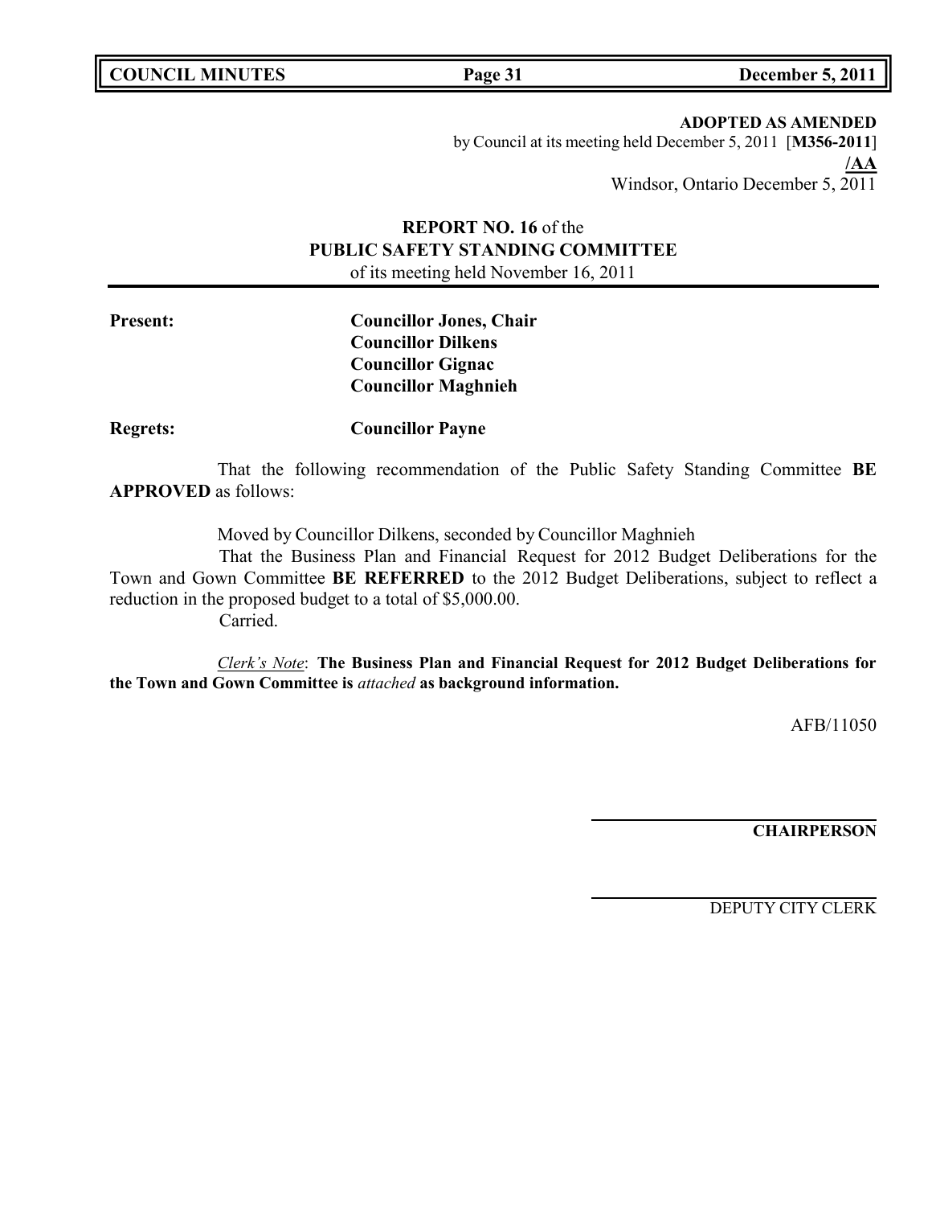**ADOPTED AS AMENDED**
by Council at its meeting held December 5, 2011 [**M356-2011**]
**/AA**
Windsor, Ontario December 5, 2011

**REPORT NO. 16** of the
**PUBLIC SAFETY STANDING COMMITTEE**
of its meeting held November 16, 2011

**Present:** **Councillor Jones, Chair**
**Councillor Dilkens**
**Councillor Gignac**
**Councillor Maghnieh**

**Regrets:** **Councillor Payne**

That the following recommendation of the Public Safety Standing Committee **BE APPROVED** as follows:

Moved by Councillor Dilkens, seconded by Councillor Maghnieh

That the Business Plan and Financial Request for 2012 Budget Deliberations for the Town and Gown Committee **BE REFERRED** to the 2012 Budget Deliberations, subject to reflect a reduction in the proposed budget to a total of $5,000.00.

Carried.

*Clerk's Note*: **The Business Plan and Financial Request for 2012 Budget Deliberations for the Town and Gown Committee is *attached* as background information.**

AFB/11050

**CHAIRPERSON**

DEPUTY CITY CLERK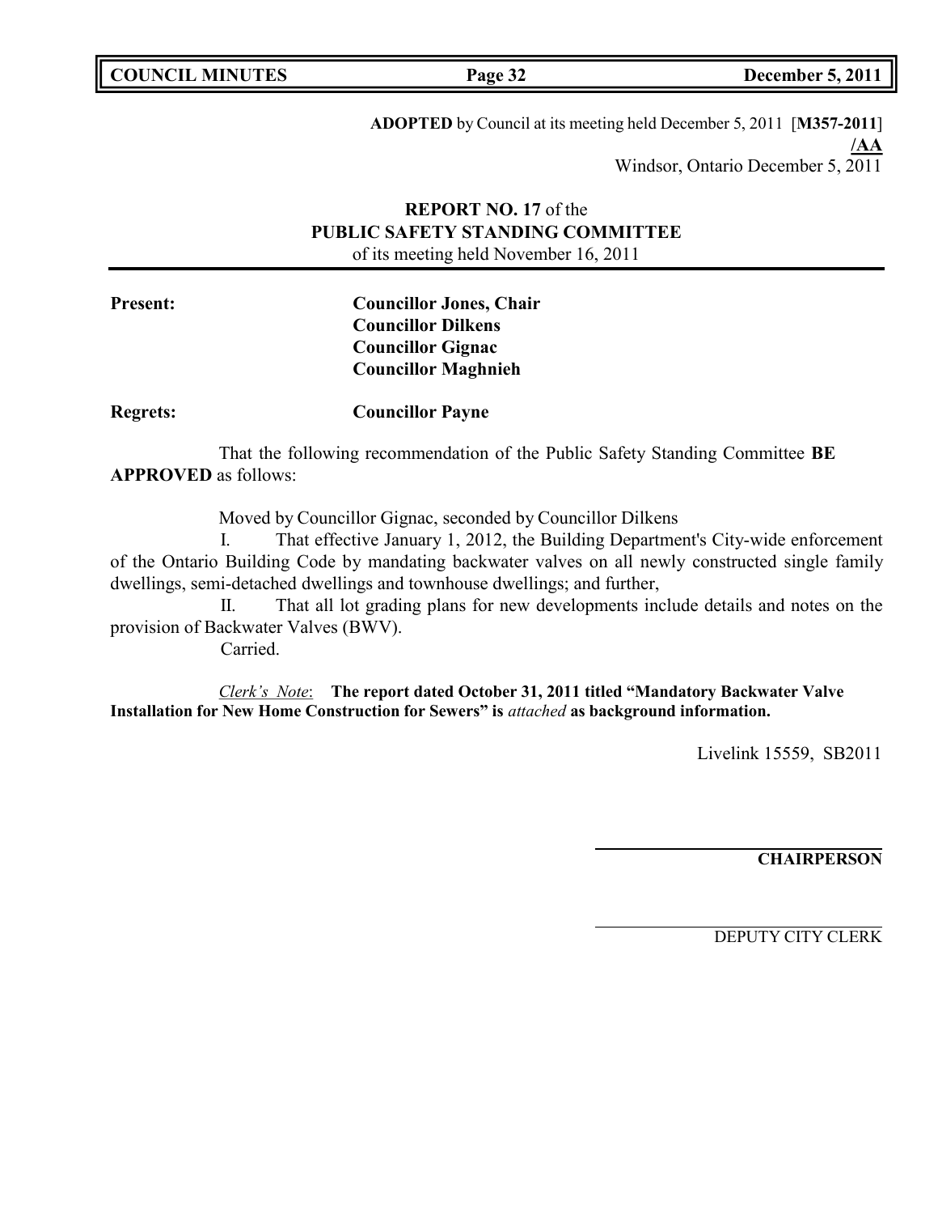**ADOPTED** by Council at its meeting held December 5, 2011 [**M357-2011**]
**/AA**
Windsor, Ontario December 5, 2011

**REPORT NO. 17** of the
**PUBLIC SAFETY STANDING COMMITTEE**
of its meeting held November 16, 2011

**Present:** **Councillor Jones, Chair**
**Councillor Dilkens**
**Councillor Gignac**
**Councillor Maghnieh**

**Regrets:** **Councillor Payne**

That the following recommendation of the Public Safety Standing Committee **BE APPROVED** as follows:

Moved by Councillor Gignac, seconded by Councillor Dilkens

I. That effective January 1, 2012, the Building Department's City-wide enforcement of the Ontario Building Code by mandating backwater valves on all newly constructed single family dwellings, semi-detached dwellings and townhouse dwellings; and further,

II. That all lot grading plans for new developments include details and notes on the provision of Backwater Valves (BWV).

Carried.

*Clerk's Note*: **The report dated October 31, 2011 titled "Mandatory Backwater Valve Installation for New Home Construction for Sewers" is** *attached* **as background information.**

Livelink 15559, SB2011

**CHAIRPERSON**

DEPUTY CITY CLERK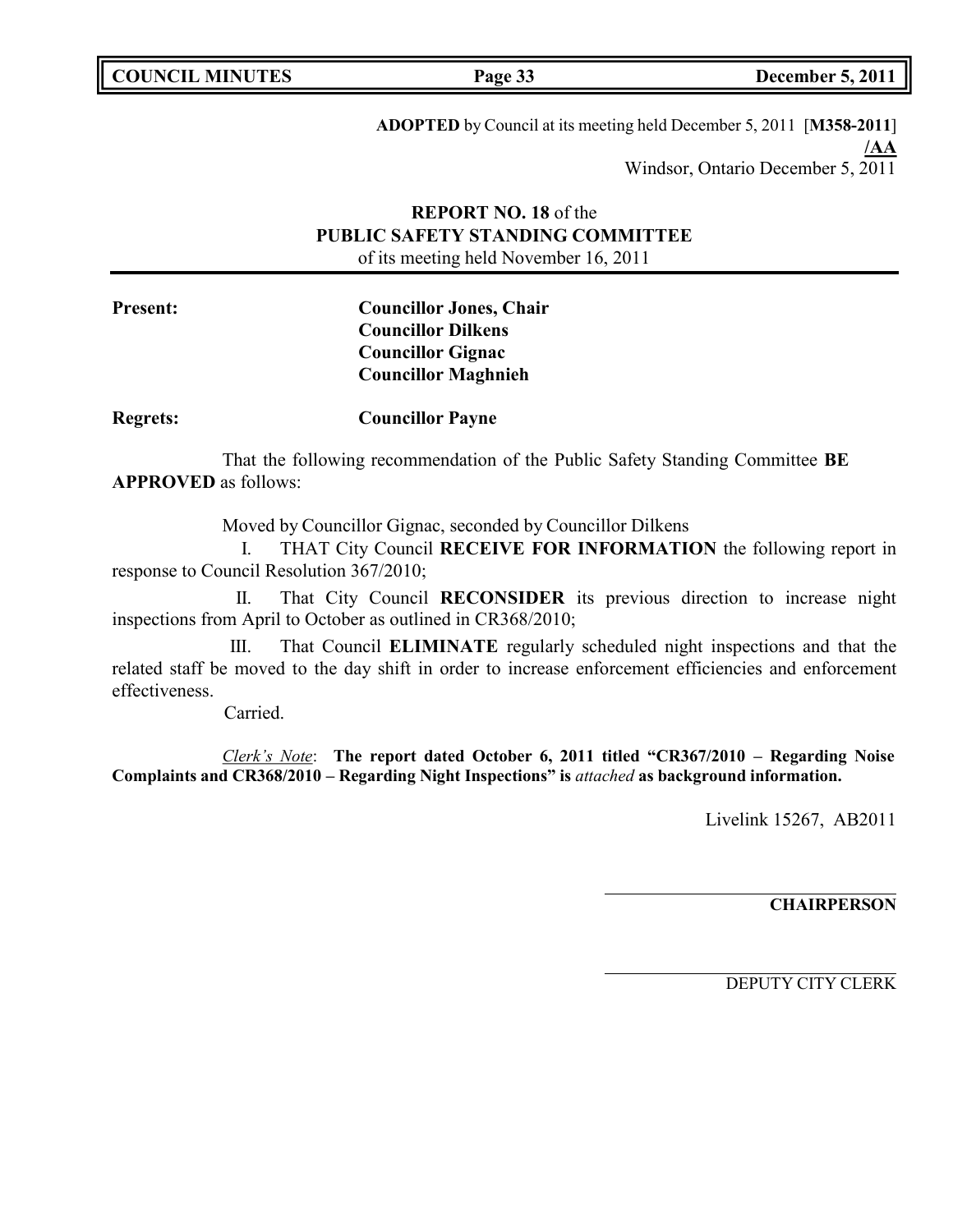**ADOPTED** by Council at its meeting held December 5, 2011 [**M358-2011**]
**/AA**
Windsor, Ontario December 5, 2011

**REPORT NO. 18** of the
**PUBLIC SAFETY STANDING COMMITTEE**
of its meeting held November 16, 2011

**Present:** **Councillor Jones, Chair**
**Councillor Dilkens**
**Councillor Gignac**
**Councillor Maghnieh**

**Regrets:** **Councillor Payne**

That the following recommendation of the Public Safety Standing Committee **BE APPROVED** as follows:

Moved by Councillor Gignac, seconded by Councillor Dilkens

I. THAT City Council **RECEIVE FOR INFORMATION** the following report in response to Council Resolution 367/2010;

II. That City Council **RECONSIDER** its previous direction to increase night inspections from April to October as outlined in CR368/2010;

III. That Council **ELIMINATE** regularly scheduled night inspections and that the related staff be moved to the day shift in order to increase enforcement efficiencies and enforcement effectiveness.

Carried.

*Clerk's Note*: **The report dated October 6, 2011 titled "CR367/2010 – Regarding Noise Complaints and CR368/2010 – Regarding Night Inspections" is** ***attached*** **as background information.**

Livelink 15267, AB2011

**CHAIRPERSON**

DEPUTY CITY CLERK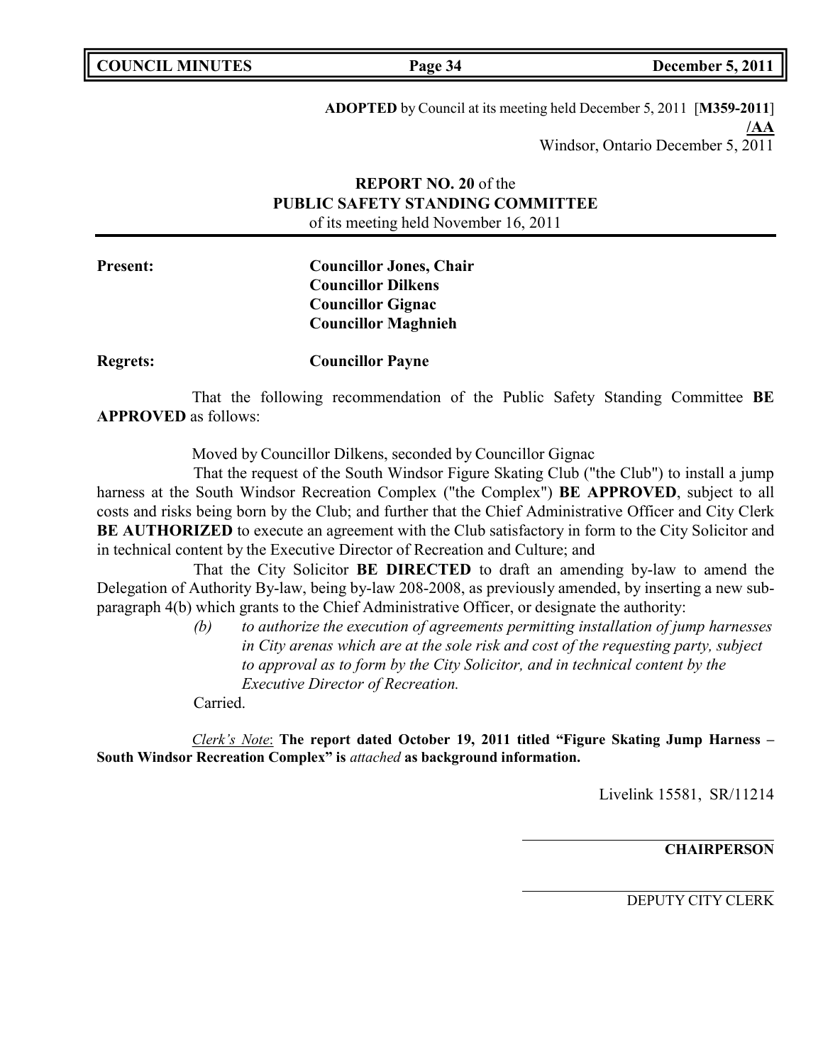**ADOPTED** by Council at its meeting held December 5, 2011 [**M359-2011**]
**/AA**
Windsor, Ontario December 5, 2011

**REPORT NO. 20** of the
**PUBLIC SAFETY STANDING COMMITTEE**
of its meeting held November 16, 2011

**Present:** **Councillor Jones, Chair**
**Councillor Dilkens**
**Councillor Gignac**
**Councillor Maghnieh**

**Regrets:** **Councillor Payne**

That the following recommendation of the Public Safety Standing Committee **BE APPROVED** as follows:

Moved by Councillor Dilkens, seconded by Councillor Gignac

That the request of the South Windsor Figure Skating Club ("the Club") to install a jump harness at the South Windsor Recreation Complex ("the Complex") **BE APPROVED**, subject to all costs and risks being born by the Club; and further that the Chief Administrative Officer and City Clerk **BE AUTHORIZED** to execute an agreement with the Club satisfactory in form to the City Solicitor and in technical content by the Executive Director of Recreation and Culture; and

That the City Solicitor **BE DIRECTED** to draft an amending by-law to amend the Delegation of Authority By-law, being by-law 208-2008, as previously amended, by inserting a new sub-paragraph 4(b) which grants to the Chief Administrative Officer, or designate the authority:

*(b) to authorize the execution of agreements permitting installation of jump harnesses in City arenas which are at the sole risk and cost of the requesting party, subject to approval as to form by the City Solicitor, and in technical content by the Executive Director of Recreation.*

Carried.

*Clerk's Note*: **The report dated October 19, 2011 titled "Figure Skating Jump Harness – South Windsor Recreation Complex" is** *attached* **as background information.**

Livelink 15581, SR/11214

**CHAIRPERSON**

DEPUTY CITY CLERK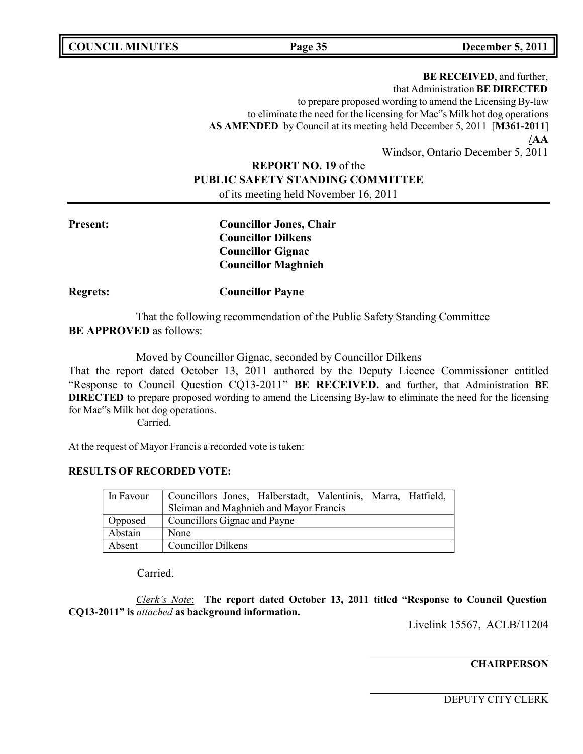**BE RECEIVED**, and further,
that Administration **BE DIRECTED**
to prepare proposed wording to amend the Licensing By-law
to eliminate the need for the licensing for Mac"s Milk hot dog operations
**AS AMENDED** by Council at its meeting held December 5, 2011 [**M361-2011**]
**/AA**

Windsor, Ontario December 5, 2011

**REPORT NO. 19** of the
**PUBLIC SAFETY STANDING COMMITTEE**
of its meeting held November 16, 2011

**Present:** **Councillor Jones, Chair**
**Councillor Dilkens**
**Councillor Gignac**
**Councillor Maghnieh**

**Regrets:** **Councillor Payne**

That the following recommendation of the Public Safety Standing Committee **BE APPROVED** as follows:

Moved by Councillor Gignac, seconded by Councillor Dilkens
That the report dated October 13, 2011 authored by the Deputy Licence Commissioner entitled "Response to Council Question CQ13-2011" **BE RECEIVED.** and further, that Administration **BE DIRECTED** to prepare proposed wording to amend the Licensing By-law to eliminate the need for the licensing for Mac"s Milk hot dog operations.
Carried.

At the request of Mayor Francis a recorded vote is taken:

**RESULTS OF RECORDED VOTE:**

| | |
|---|---|
| In Favour | Councillors Jones, Halberstadt, Valentinis, Marra, Hatfield, Sleiman and Maghnieh and Mayor Francis |
| Opposed | Councillors Gignac and Payne |
| Abstain | None |
| Absent | Councillor Dilkens |

Carried.

*Clerk's Note*: **The report dated October 13, 2011 titled "Response to Council Question CQ13-2011" is** *attached* **as background information.**

Livelink 15567, ACLB/11204

**CHAIRPERSON**

DEPUTY CITY CLERK